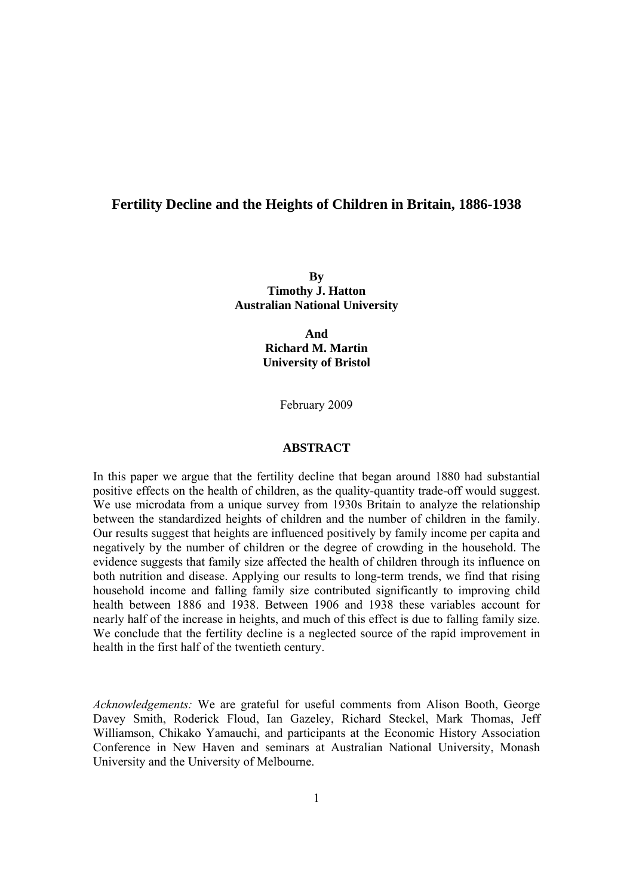# Fertility Decline and the Heights of Children in Britain, 1886-1938

**By**
**Timothy J. Hatton**
**Australian National University**

**And**
**Richard M. Martin**
**University of Bristol**

February 2009

## ABSTRACT

In this paper we argue that the fertility decline that began around 1880 had substantial positive effects on the health of children, as the quality-quantity trade-off would suggest. We use microdata from a unique survey from 1930s Britain to analyze the relationship between the standardized heights of children and the number of children in the family. Our results suggest that heights are influenced positively by family income per capita and negatively by the number of children or the degree of crowding in the household. The evidence suggests that family size affected the health of children through its influence on both nutrition and disease. Applying our results to long-term trends, we find that rising household income and falling family size contributed significantly to improving child health between 1886 and 1938. Between 1906 and 1938 these variables account for nearly half of the increase in heights, and much of this effect is due to falling family size. We conclude that the fertility decline is a neglected source of the rapid improvement in health in the first half of the twentieth century.

*Acknowledgements:* We are grateful for useful comments from Alison Booth, George Davey Smith, Roderick Floud, Ian Gazeley, Richard Steckel, Mark Thomas, Jeff Williamson, Chikako Yamauchi, and participants at the Economic History Association Conference in New Haven and seminars at Australian National University, Monash University and the University of Melbourne.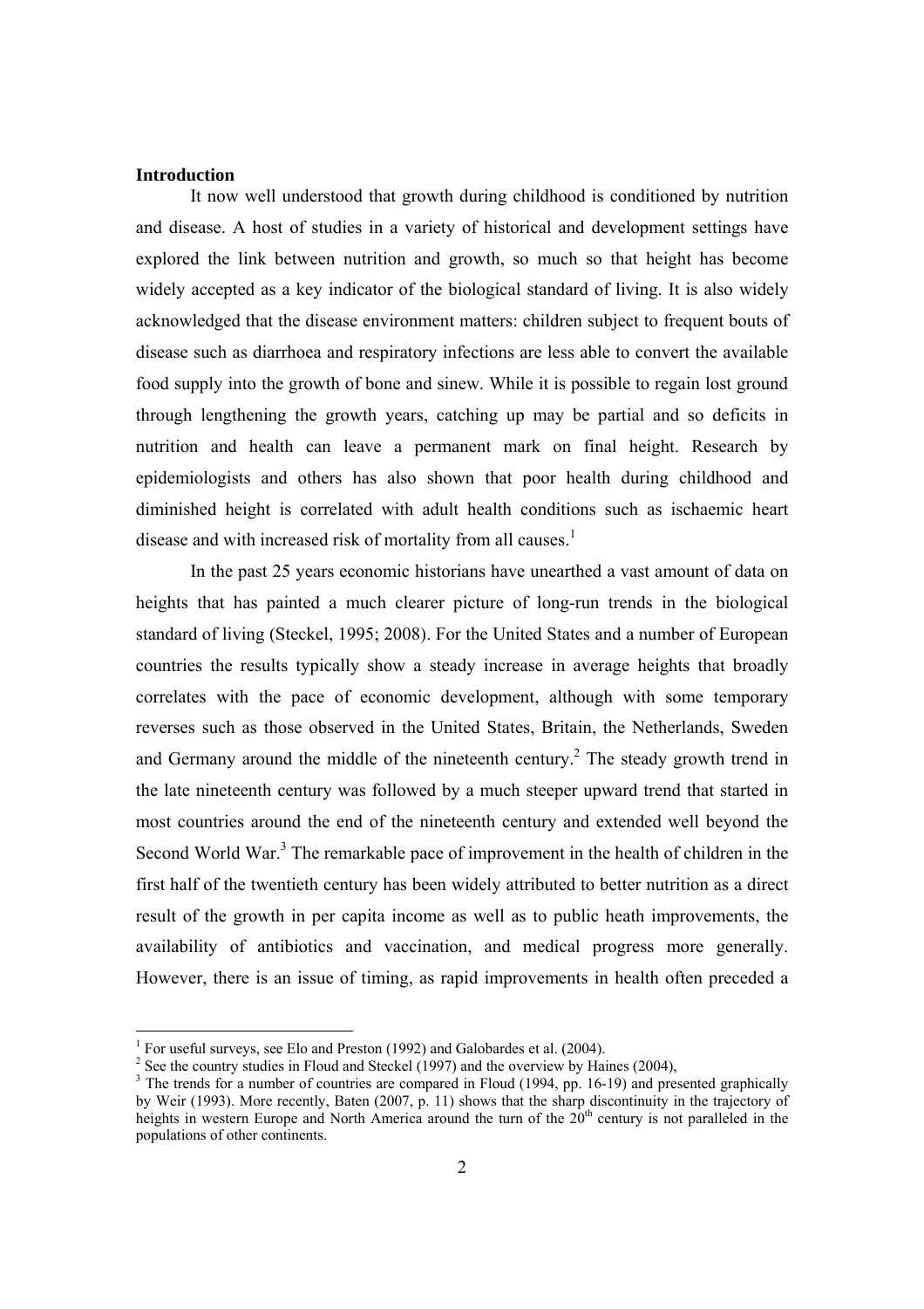## Introduction

It now well understood that growth during childhood is conditioned by nutrition and disease. A host of studies in a variety of historical and development settings have explored the link between nutrition and growth, so much so that height has become widely accepted as a key indicator of the biological standard of living. It is also widely acknowledged that the disease environment matters: children subject to frequent bouts of disease such as diarrhoea and respiratory infections are less able to convert the available food supply into the growth of bone and sinew. While it is possible to regain lost ground through lengthening the growth years, catching up may be partial and so deficits in nutrition and health can leave a permanent mark on final height. Research by epidemiologists and others has also shown that poor health during childhood and diminished height is correlated with adult health conditions such as ischaemic heart disease and with increased risk of mortality from all causes.[1]

In the past 25 years economic historians have unearthed a vast amount of data on heights that has painted a much clearer picture of long-run trends in the biological standard of living (Steckel, 1995; 2008). For the United States and a number of European countries the results typically show a steady increase in average heights that broadly correlates with the pace of economic development, although with some temporary reverses such as those observed in the United States, Britain, the Netherlands, Sweden and Germany around the middle of the nineteenth century.[2] The steady growth trend in the late nineteenth century was followed by a much steeper upward trend that started in most countries around the end of the nineteenth century and extended well beyond the Second World War.[3] The remarkable pace of improvement in the health of children in the first half of the twentieth century has been widely attributed to better nutrition as a direct result of the growth in per capita income as well as to public heath improvements, the availability of antibiotics and vaccination, and medical progress more generally. However, there is an issue of timing, as rapid improvements in health often preceded a

---

[1] For useful surveys, see Elo and Preston (1992) and Galobardes et al. (2004).

[2] See the country studies in Floud and Steckel (1997) and the overview by Haines (2004),

[3] The trends for a number of countries are compared in Floud (1994, pp. 16-19) and presented graphically by Weir (1993). More recently, Baten (2007, p. 11) shows that the sharp discontinuity in the trajectory of heights in western Europe and North America around the turn of the 20th century is not paralleled in the populations of other continents.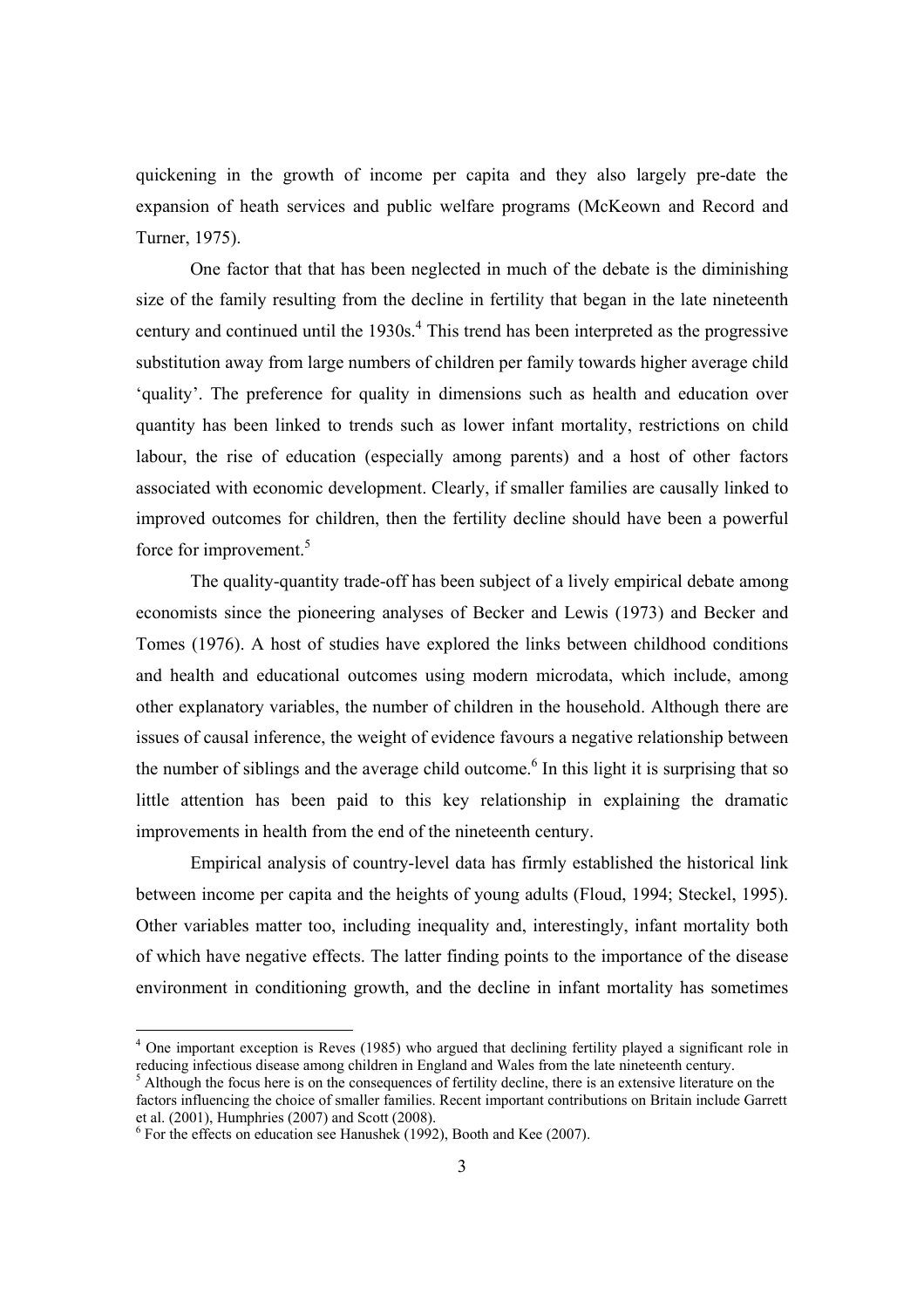quickening in the growth of income per capita and they also largely pre-date the expansion of heath services and public welfare programs (McKeown and Record and Turner, 1975).

One factor that that has been neglected in much of the debate is the diminishing size of the family resulting from the decline in fertility that began in the late nineteenth century and continued until the 1930s.[4] This trend has been interpreted as the progressive substitution away from large numbers of children per family towards higher average child 'quality'. The preference for quality in dimensions such as health and education over quantity has been linked to trends such as lower infant mortality, restrictions on child labour, the rise of education (especially among parents) and a host of other factors associated with economic development. Clearly, if smaller families are causally linked to improved outcomes for children, then the fertility decline should have been a powerful force for improvement.[5]

The quality-quantity trade-off has been subject of a lively empirical debate among economists since the pioneering analyses of Becker and Lewis (1973) and Becker and Tomes (1976). A host of studies have explored the links between childhood conditions and health and educational outcomes using modern microdata, which include, among other explanatory variables, the number of children in the household. Although there are issues of causal inference, the weight of evidence favours a negative relationship between the number of siblings and the average child outcome.[6] In this light it is surprising that so little attention has been paid to this key relationship in explaining the dramatic improvements in health from the end of the nineteenth century.

Empirical analysis of country-level data has firmly established the historical link between income per capita and the heights of young adults (Floud, 1994; Steckel, 1995). Other variables matter too, including inequality and, interestingly, infant mortality both of which have negative effects. The latter finding points to the importance of the disease environment in conditioning growth, and the decline in infant mortality has sometimes

---

[4] One important exception is Reves (1985) who argued that declining fertility played a significant role in reducing infectious disease among children in England and Wales from the late nineteenth century.

[5] Although the focus here is on the consequences of fertility decline, there is an extensive literature on the factors influencing the choice of smaller families. Recent important contributions on Britain include Garrett et al. (2001), Humphries (2007) and Scott (2008).

[6] For the effects on education see Hanushek (1992), Booth and Kee (2007).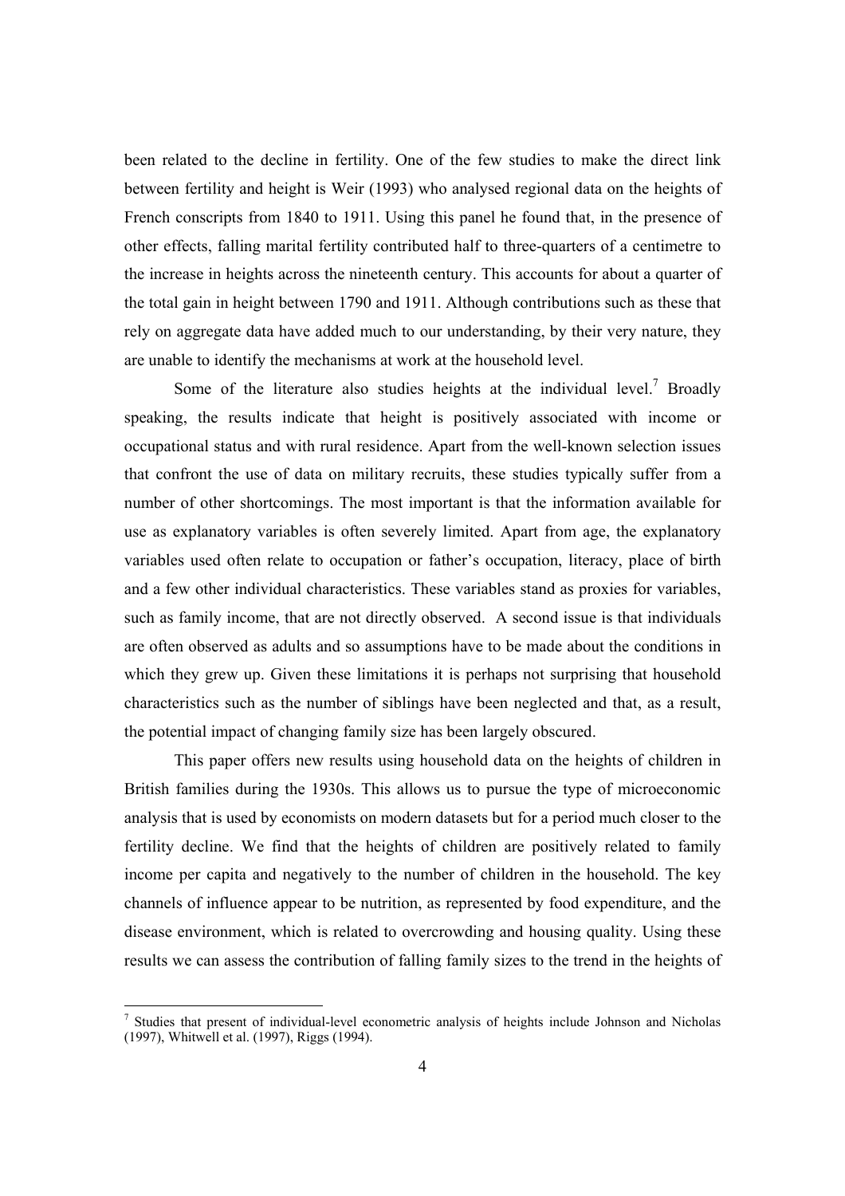been related to the decline in fertility. One of the few studies to make the direct link between fertility and height is Weir (1993) who analysed regional data on the heights of French conscripts from 1840 to 1911. Using this panel he found that, in the presence of other effects, falling marital fertility contributed half to three-quarters of a centimetre to the increase in heights across the nineteenth century. This accounts for about a quarter of the total gain in height between 1790 and 1911. Although contributions such as these that rely on aggregate data have added much to our understanding, by their very nature, they are unable to identify the mechanisms at work at the household level.

Some of the literature also studies heights at the individual level.[7] Broadly speaking, the results indicate that height is positively associated with income or occupational status and with rural residence. Apart from the well-known selection issues that confront the use of data on military recruits, these studies typically suffer from a number of other shortcomings. The most important is that the information available for use as explanatory variables is often severely limited. Apart from age, the explanatory variables used often relate to occupation or father's occupation, literacy, place of birth and a few other individual characteristics. These variables stand as proxies for variables, such as family income, that are not directly observed. A second issue is that individuals are often observed as adults and so assumptions have to be made about the conditions in which they grew up. Given these limitations it is perhaps not surprising that household characteristics such as the number of siblings have been neglected and that, as a result, the potential impact of changing family size has been largely obscured.

This paper offers new results using household data on the heights of children in British families during the 1930s. This allows us to pursue the type of microeconomic analysis that is used by economists on modern datasets but for a period much closer to the fertility decline. We find that the heights of children are positively related to family income per capita and negatively to the number of children in the household. The key channels of influence appear to be nutrition, as represented by food expenditure, and the disease environment, which is related to overcrowding and housing quality. Using these results we can assess the contribution of falling family sizes to the trend in the heights of

[7] Studies that present of individual-level econometric analysis of heights include Johnson and Nicholas (1997), Whitwell et al. (1997), Riggs (1994).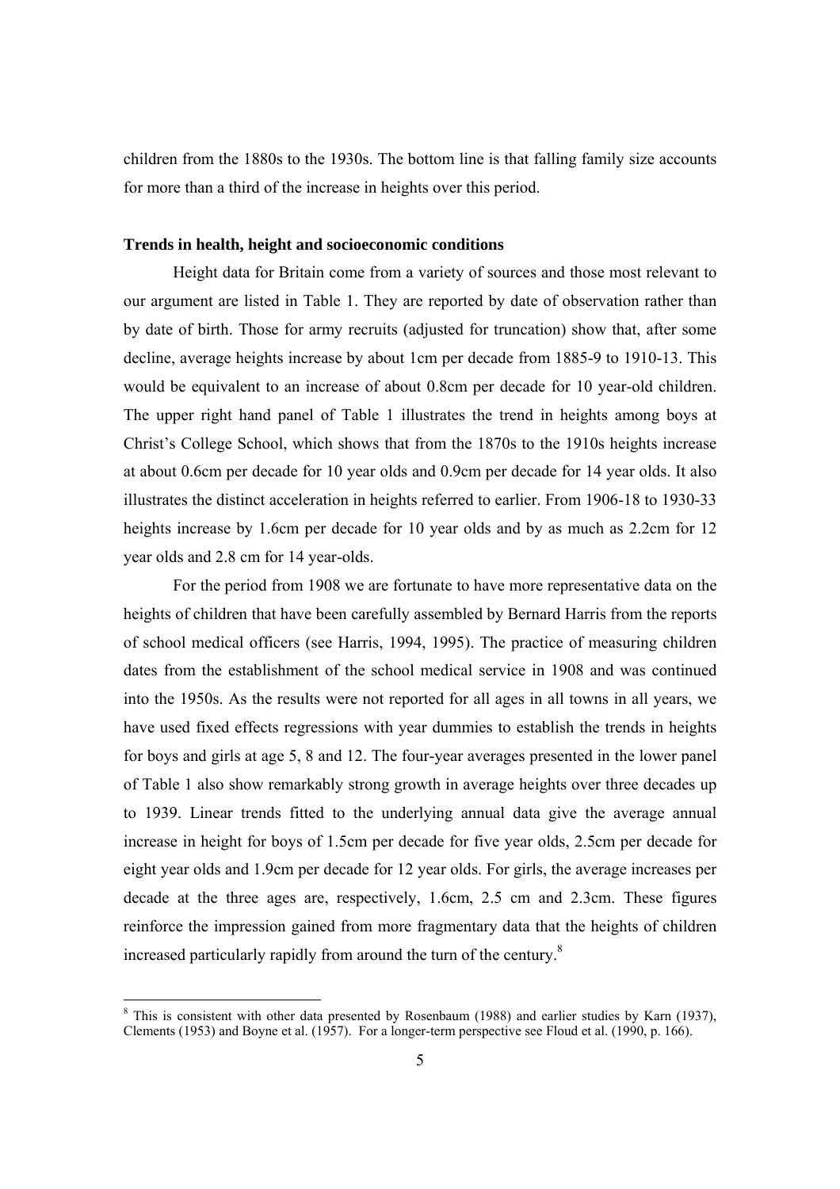children from the 1880s to the 1930s. The bottom line is that falling family size accounts for more than a third of the increase in heights over this period.

**Trends in health, height and socioeconomic conditions**

Height data for Britain come from a variety of sources and those most relevant to our argument are listed in Table 1. They are reported by date of observation rather than by date of birth. Those for army recruits (adjusted for truncation) show that, after some decline, average heights increase by about 1cm per decade from 1885-9 to 1910-13. This would be equivalent to an increase of about 0.8cm per decade for 10 year-old children. The upper right hand panel of Table 1 illustrates the trend in heights among boys at Christ's College School, which shows that from the 1870s to the 1910s heights increase at about 0.6cm per decade for 10 year olds and 0.9cm per decade for 14 year olds. It also illustrates the distinct acceleration in heights referred to earlier. From 1906-18 to 1930-33 heights increase by 1.6cm per decade for 10 year olds and by as much as 2.2cm for 12 year olds and 2.8 cm for 14 year-olds.

For the period from 1908 we are fortunate to have more representative data on the heights of children that have been carefully assembled by Bernard Harris from the reports of school medical officers (see Harris, 1994, 1995). The practice of measuring children dates from the establishment of the school medical service in 1908 and was continued into the 1950s. As the results were not reported for all ages in all towns in all years, we have used fixed effects regressions with year dummies to establish the trends in heights for boys and girls at age 5, 8 and 12. The four-year averages presented in the lower panel of Table 1 also show remarkably strong growth in average heights over three decades up to 1939. Linear trends fitted to the underlying annual data give the average annual increase in height for boys of 1.5cm per decade for five year olds, 2.5cm per decade for eight year olds and 1.9cm per decade for 12 year olds. For girls, the average increases per decade at the three ages are, respectively, 1.6cm, 2.5 cm and 2.3cm. These figures reinforce the impression gained from more fragmentary data that the heights of children increased particularly rapidly from around the turn of the century.[8]

[8] This is consistent with other data presented by Rosenbaum (1988) and earlier studies by Karn (1937), Clements (1953) and Boyne et al. (1957). For a longer-term perspective see Floud et al. (1990, p. 166).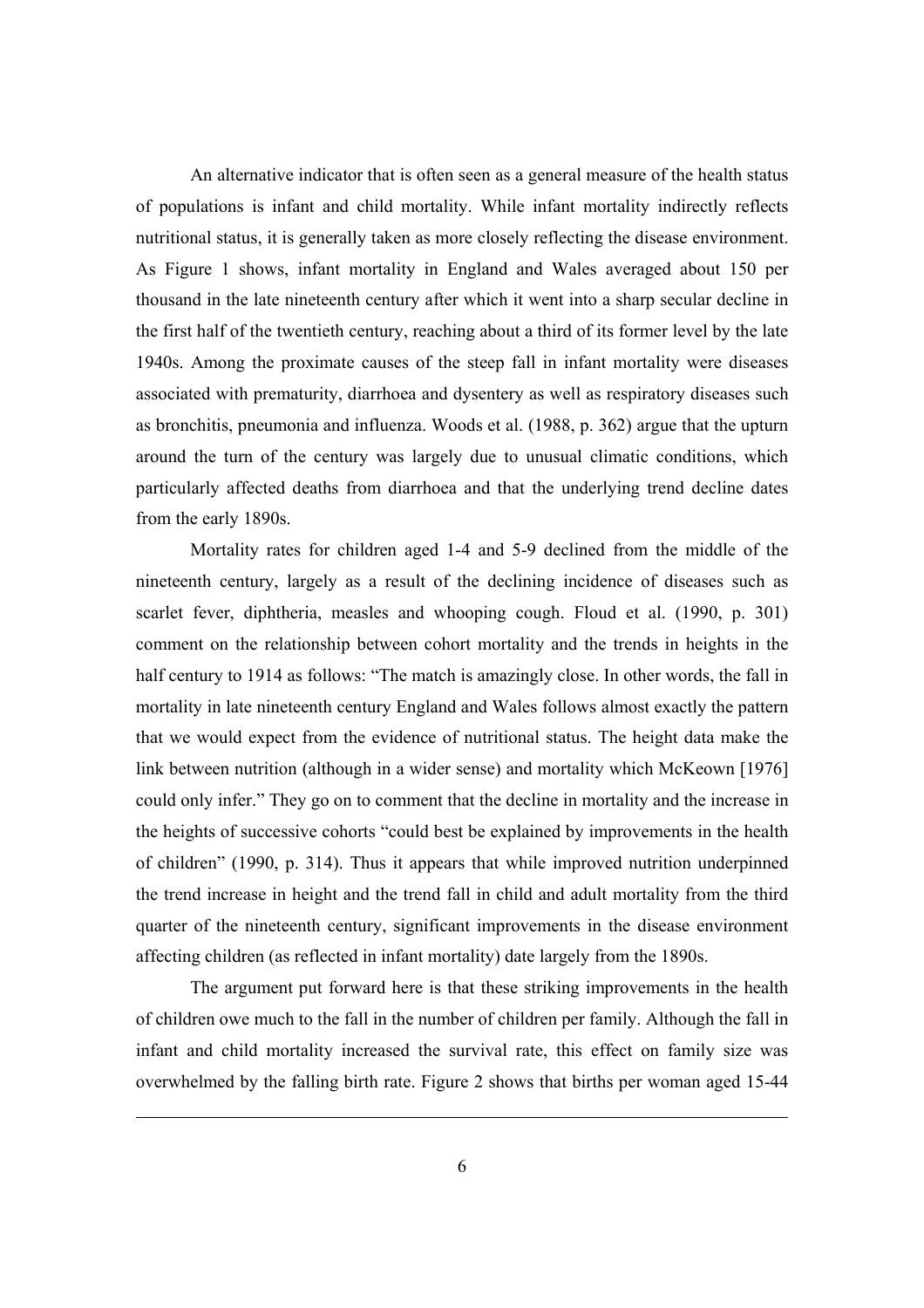An alternative indicator that is often seen as a general measure of the health status of populations is infant and child mortality. While infant mortality indirectly reflects nutritional status, it is generally taken as more closely reflecting the disease environment. As Figure 1 shows, infant mortality in England and Wales averaged about 150 per thousand in the late nineteenth century after which it went into a sharp secular decline in the first half of the twentieth century, reaching about a third of its former level by the late 1940s. Among the proximate causes of the steep fall in infant mortality were diseases associated with prematurity, diarrhoea and dysentery as well as respiratory diseases such as bronchitis, pneumonia and influenza. Woods et al. (1988, p. 362) argue that the upturn around the turn of the century was largely due to unusual climatic conditions, which particularly affected deaths from diarrhoea and that the underlying trend decline dates from the early 1890s.

Mortality rates for children aged 1-4 and 5-9 declined from the middle of the nineteenth century, largely as a result of the declining incidence of diseases such as scarlet fever, diphtheria, measles and whooping cough. Floud et al. (1990, p. 301) comment on the relationship between cohort mortality and the trends in heights in the half century to 1914 as follows: "The match is amazingly close. In other words, the fall in mortality in late nineteenth century England and Wales follows almost exactly the pattern that we would expect from the evidence of nutritional status. The height data make the link between nutrition (although in a wider sense) and mortality which McKeown [1976] could only infer." They go on to comment that the decline in mortality and the increase in the heights of successive cohorts "could best be explained by improvements in the health of children" (1990, p. 314). Thus it appears that while improved nutrition underpinned the trend increase in height and the trend fall in child and adult mortality from the third quarter of the nineteenth century, significant improvements in the disease environment affecting children (as reflected in infant mortality) date largely from the 1890s.

The argument put forward here is that these striking improvements in the health of children owe much to the fall in the number of children per family. Although the fall in infant and child mortality increased the survival rate, this effect on family size was overwhelmed by the falling birth rate. Figure 2 shows that births per woman aged 15-44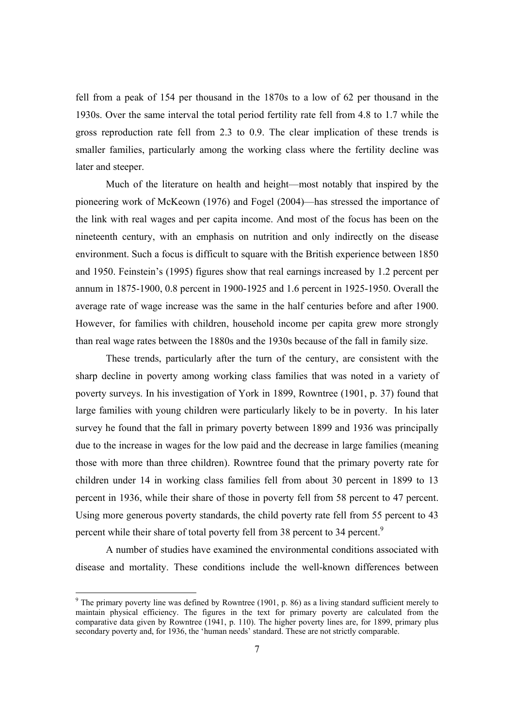fell from a peak of 154 per thousand in the 1870s to a low of 62 per thousand in the 1930s. Over the same interval the total period fertility rate fell from 4.8 to 1.7 while the gross reproduction rate fell from 2.3 to 0.9. The clear implication of these trends is smaller families, particularly among the working class where the fertility decline was later and steeper.

Much of the literature on health and height—most notably that inspired by the pioneering work of McKeown (1976) and Fogel (2004)—has stressed the importance of the link with real wages and per capita income. And most of the focus has been on the nineteenth century, with an emphasis on nutrition and only indirectly on the disease environment. Such a focus is difficult to square with the British experience between 1850 and 1950. Feinstein's (1995) figures show that real earnings increased by 1.2 percent per annum in 1875-1900, 0.8 percent in 1900-1925 and 1.6 percent in 1925-1950. Overall the average rate of wage increase was the same in the half centuries before and after 1900. However, for families with children, household income per capita grew more strongly than real wage rates between the 1880s and the 1930s because of the fall in family size.

These trends, particularly after the turn of the century, are consistent with the sharp decline in poverty among working class families that was noted in a variety of poverty surveys. In his investigation of York in 1899, Rowntree (1901, p. 37) found that large families with young children were particularly likely to be in poverty. In his later survey he found that the fall in primary poverty between 1899 and 1936 was principally due to the increase in wages for the low paid and the decrease in large families (meaning those with more than three children). Rowntree found that the primary poverty rate for children under 14 in working class families fell from about 30 percent in 1899 to 13 percent in 1936, while their share of those in poverty fell from 58 percent to 47 percent. Using more generous poverty standards, the child poverty rate fell from 55 percent to 43 percent while their share of total poverty fell from 38 percent to 34 percent.[9]

A number of studies have examined the environmental conditions associated with disease and mortality. These conditions include the well-known differences between

[9] The primary poverty line was defined by Rowntree (1901, p. 86) as a living standard sufficient merely to maintain physical efficiency. The figures in the text for primary poverty are calculated from the comparative data given by Rowntree (1941, p. 110). The higher poverty lines are, for 1899, primary plus secondary poverty and, for 1936, the 'human needs' standard. These are not strictly comparable.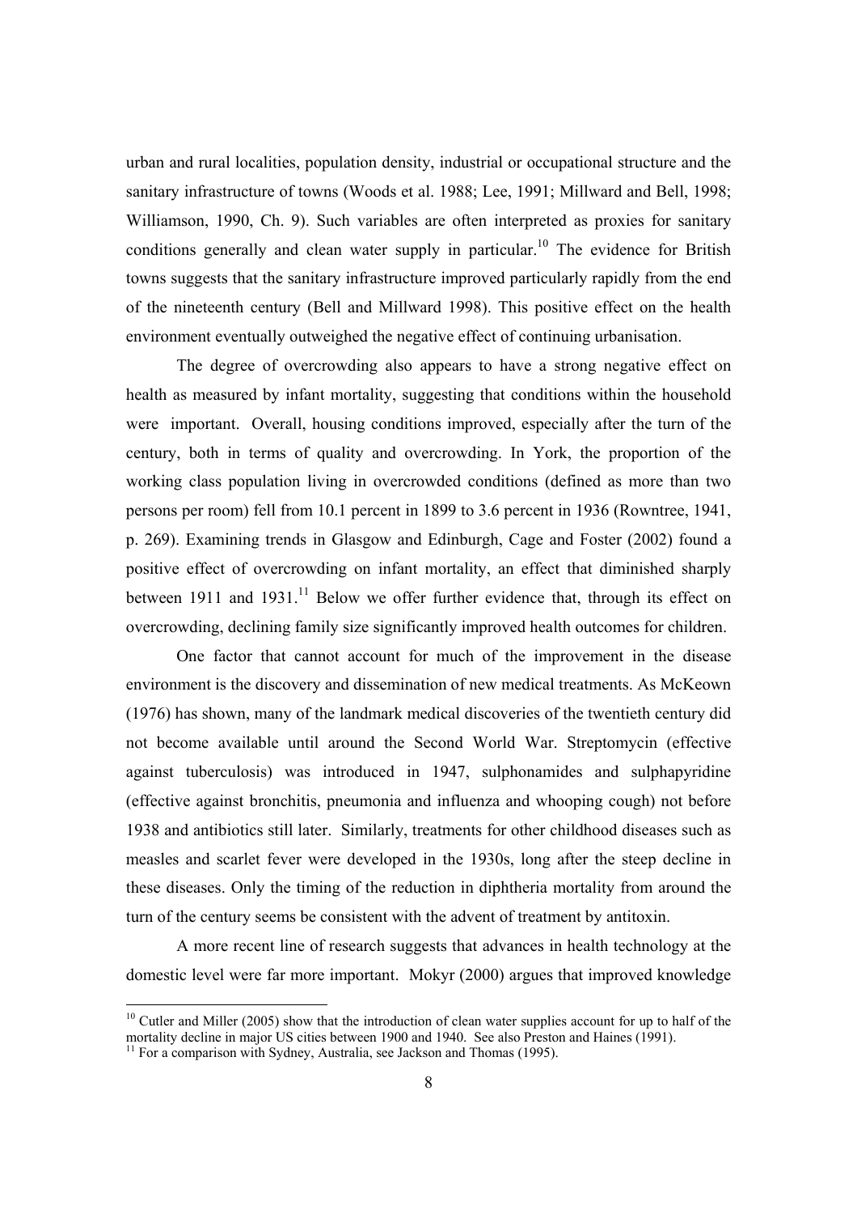urban and rural localities, population density, industrial or occupational structure and the sanitary infrastructure of towns (Woods et al. 1988; Lee, 1991; Millward and Bell, 1998; Williamson, 1990, Ch. 9). Such variables are often interpreted as proxies for sanitary conditions generally and clean water supply in particular.[10] The evidence for British towns suggests that the sanitary infrastructure improved particularly rapidly from the end of the nineteenth century (Bell and Millward 1998). This positive effect on the health environment eventually outweighed the negative effect of continuing urbanisation.

The degree of overcrowding also appears to have a strong negative effect on health as measured by infant mortality, suggesting that conditions within the household were important. Overall, housing conditions improved, especially after the turn of the century, both in terms of quality and overcrowding. In York, the proportion of the working class population living in overcrowded conditions (defined as more than two persons per room) fell from 10.1 percent in 1899 to 3.6 percent in 1936 (Rowntree, 1941, p. 269). Examining trends in Glasgow and Edinburgh, Cage and Foster (2002) found a positive effect of overcrowding on infant mortality, an effect that diminished sharply between 1911 and 1931.[11] Below we offer further evidence that, through its effect on overcrowding, declining family size significantly improved health outcomes for children.

One factor that cannot account for much of the improvement in the disease environment is the discovery and dissemination of new medical treatments. As McKeown (1976) has shown, many of the landmark medical discoveries of the twentieth century did not become available until around the Second World War. Streptomycin (effective against tuberculosis) was introduced in 1947, sulphonamides and sulphapyridine (effective against bronchitis, pneumonia and influenza and whooping cough) not before 1938 and antibiotics still later. Similarly, treatments for other childhood diseases such as measles and scarlet fever were developed in the 1930s, long after the steep decline in these diseases. Only the timing of the reduction in diphtheria mortality from around the turn of the century seems be consistent with the advent of treatment by antitoxin.

A more recent line of research suggests that advances in health technology at the domestic level were far more important. Mokyr (2000) argues that improved knowledge

---

[10] Cutler and Miller (2005) show that the introduction of clean water supplies account for up to half of the mortality decline in major US cities between 1900 and 1940. See also Preston and Haines (1991).

[11] For a comparison with Sydney, Australia, see Jackson and Thomas (1995).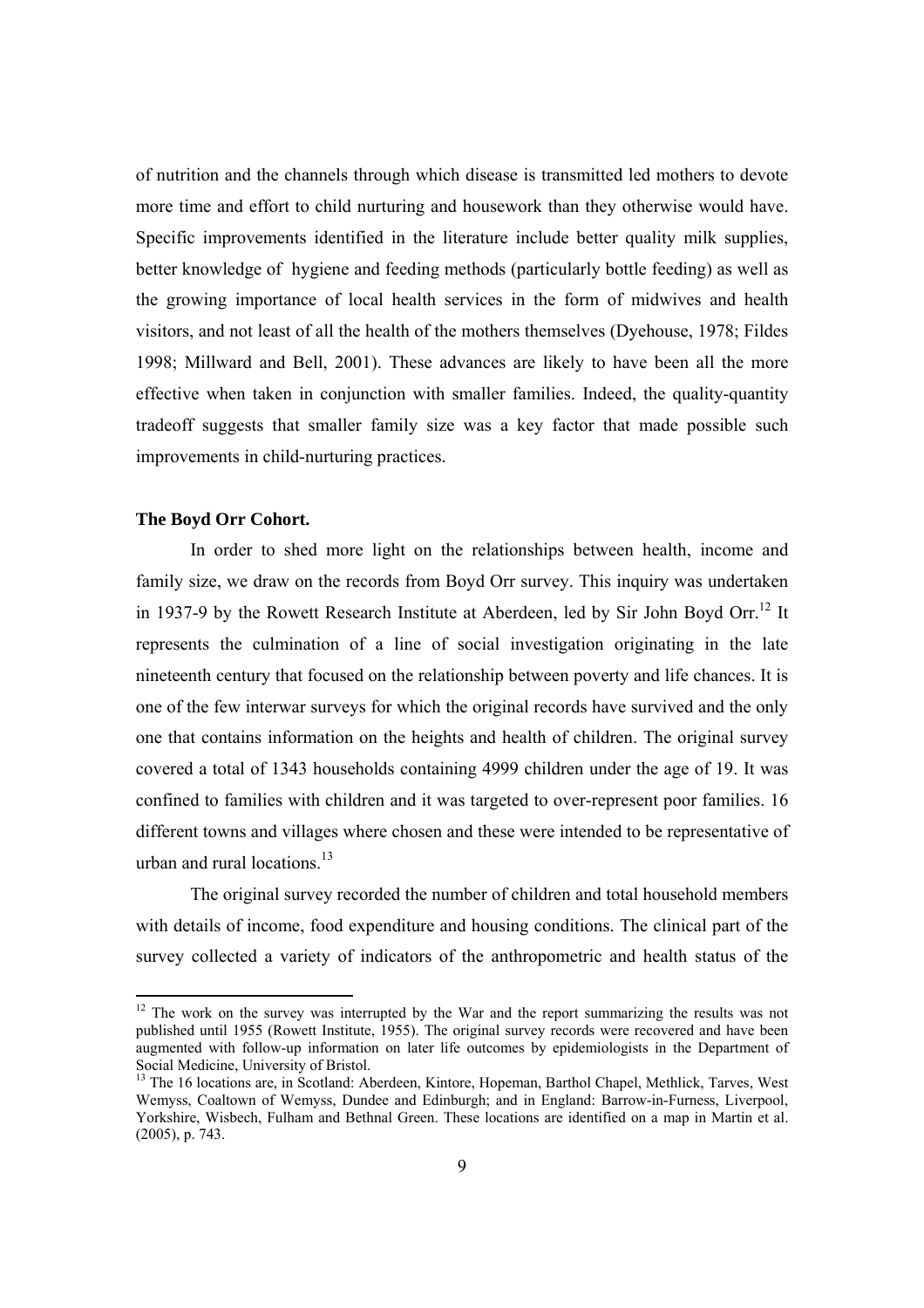of nutrition and the channels through which disease is transmitted led mothers to devote more time and effort to child nurturing and housework than they otherwise would have. Specific improvements identified in the literature include better quality milk supplies, better knowledge of hygiene and feeding methods (particularly bottle feeding) as well as the growing importance of local health services in the form of midwives and health visitors, and not least of all the health of the mothers themselves (Dyehouse, 1978; Fildes 1998; Millward and Bell, 2001). These advances are likely to have been all the more effective when taken in conjunction with smaller families. Indeed, the quality-quantity tradeoff suggests that smaller family size was a key factor that made possible such improvements in child-nurturing practices.

**The Boyd Orr Cohort.**

In order to shed more light on the relationships between health, income and family size, we draw on the records from Boyd Orr survey. This inquiry was undertaken in 1937-9 by the Rowett Research Institute at Aberdeen, led by Sir John Boyd Orr.[12] It represents the culmination of a line of social investigation originating in the late nineteenth century that focused on the relationship between poverty and life chances. It is one of the few interwar surveys for which the original records have survived and the only one that contains information on the heights and health of children. The original survey covered a total of 1343 households containing 4999 children under the age of 19. It was confined to families with children and it was targeted to over-represent poor families. 16 different towns and villages where chosen and these were intended to be representative of urban and rural locations.[13]

The original survey recorded the number of children and total household members with details of income, food expenditure and housing conditions. The clinical part of the survey collected a variety of indicators of the anthropometric and health status of the

---

[12] The work on the survey was interrupted by the War and the report summarizing the results was not published until 1955 (Rowett Institute, 1955). The original survey records were recovered and have been augmented with follow-up information on later life outcomes by epidemiologists in the Department of Social Medicine, University of Bristol.

[13] The 16 locations are, in Scotland: Aberdeen, Kintore, Hopeman, Barthol Chapel, Methlick, Tarves, West Wemyss, Coaltown of Wemyss, Dundee and Edinburgh; and in England: Barrow-in-Furness, Liverpool, Yorkshire, Wisbech, Fulham and Bethnal Green. These locations are identified on a map in Martin et al. (2005), p. 743.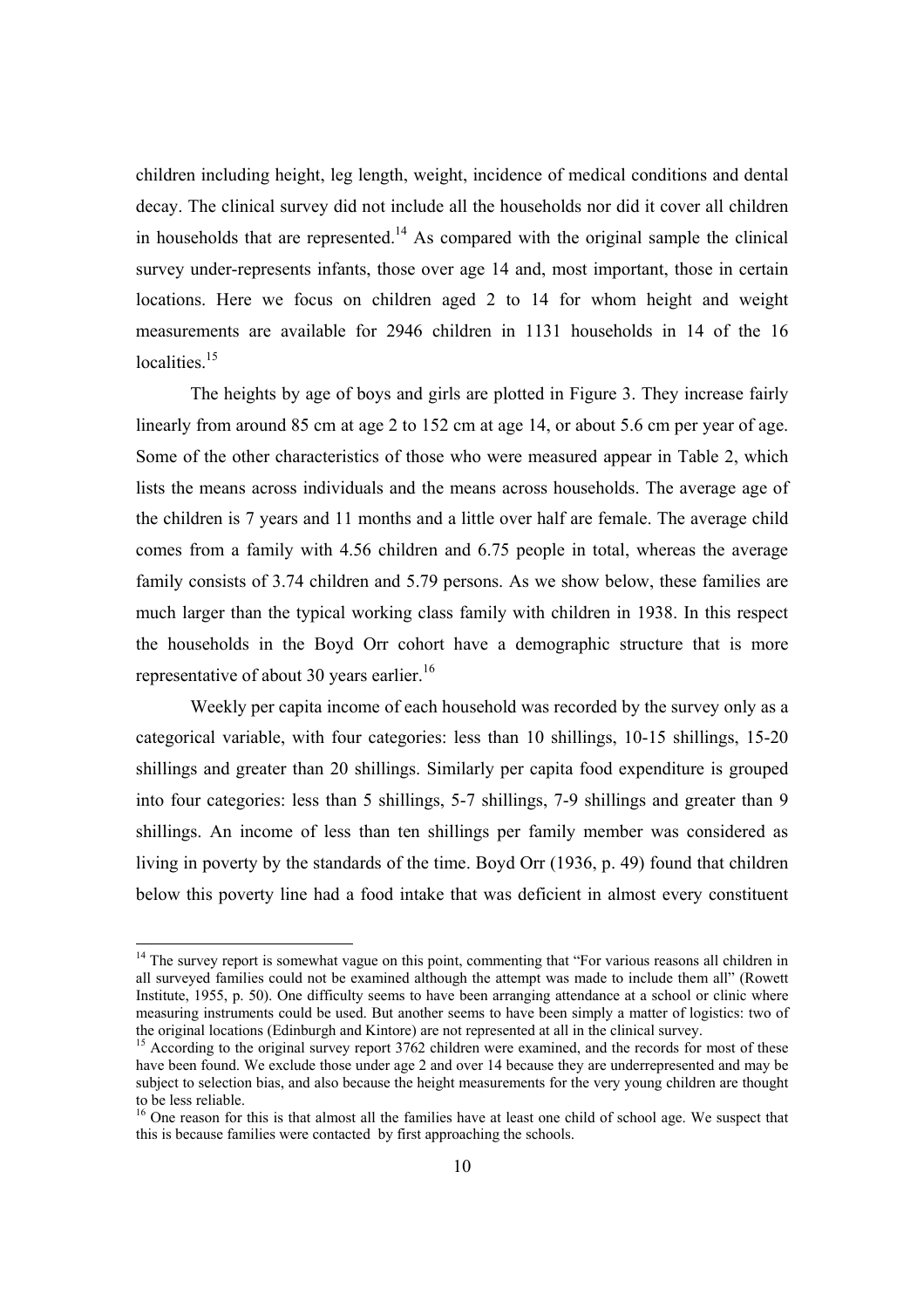children including height, leg length, weight, incidence of medical conditions and dental decay. The clinical survey did not include all the households nor did it cover all children in households that are represented.[14] As compared with the original sample the clinical survey under-represents infants, those over age 14 and, most important, those in certain locations. Here we focus on children aged 2 to 14 for whom height and weight measurements are available for 2946 children in 1131 households in 14 of the 16 localities.[15]

The heights by age of boys and girls are plotted in Figure 3. They increase fairly linearly from around 85 cm at age 2 to 152 cm at age 14, or about 5.6 cm per year of age. Some of the other characteristics of those who were measured appear in Table 2, which lists the means across individuals and the means across households. The average age of the children is 7 years and 11 months and a little over half are female. The average child comes from a family with 4.56 children and 6.75 people in total, whereas the average family consists of 3.74 children and 5.79 persons. As we show below, these families are much larger than the typical working class family with children in 1938. In this respect the households in the Boyd Orr cohort have a demographic structure that is more representative of about 30 years earlier.[16]

Weekly per capita income of each household was recorded by the survey only as a categorical variable, with four categories: less than 10 shillings, 10-15 shillings, 15-20 shillings and greater than 20 shillings. Similarly per capita food expenditure is grouped into four categories: less than 5 shillings, 5-7 shillings, 7-9 shillings and greater than 9 shillings. An income of less than ten shillings per family member was considered as living in poverty by the standards of the time. Boyd Orr (1936, p. 49) found that children below this poverty line had a food intake that was deficient in almost every constituent

---

[14] The survey report is somewhat vague on this point, commenting that "For various reasons all children in all surveyed families could not be examined although the attempt was made to include them all" (Rowett Institute, 1955, p. 50). One difficulty seems to have been arranging attendance at a school or clinic where measuring instruments could be used. But another seems to have been simply a matter of logistics: two of the original locations (Edinburgh and Kintore) are not represented at all in the clinical survey.

[15] According to the original survey report 3762 children were examined, and the records for most of these have been found. We exclude those under age 2 and over 14 because they are underrepresented and may be subject to selection bias, and also because the height measurements for the very young children are thought to be less reliable.

[16] One reason for this is that almost all the families have at least one child of school age. We suspect that this is because families were contacted by first approaching the schools.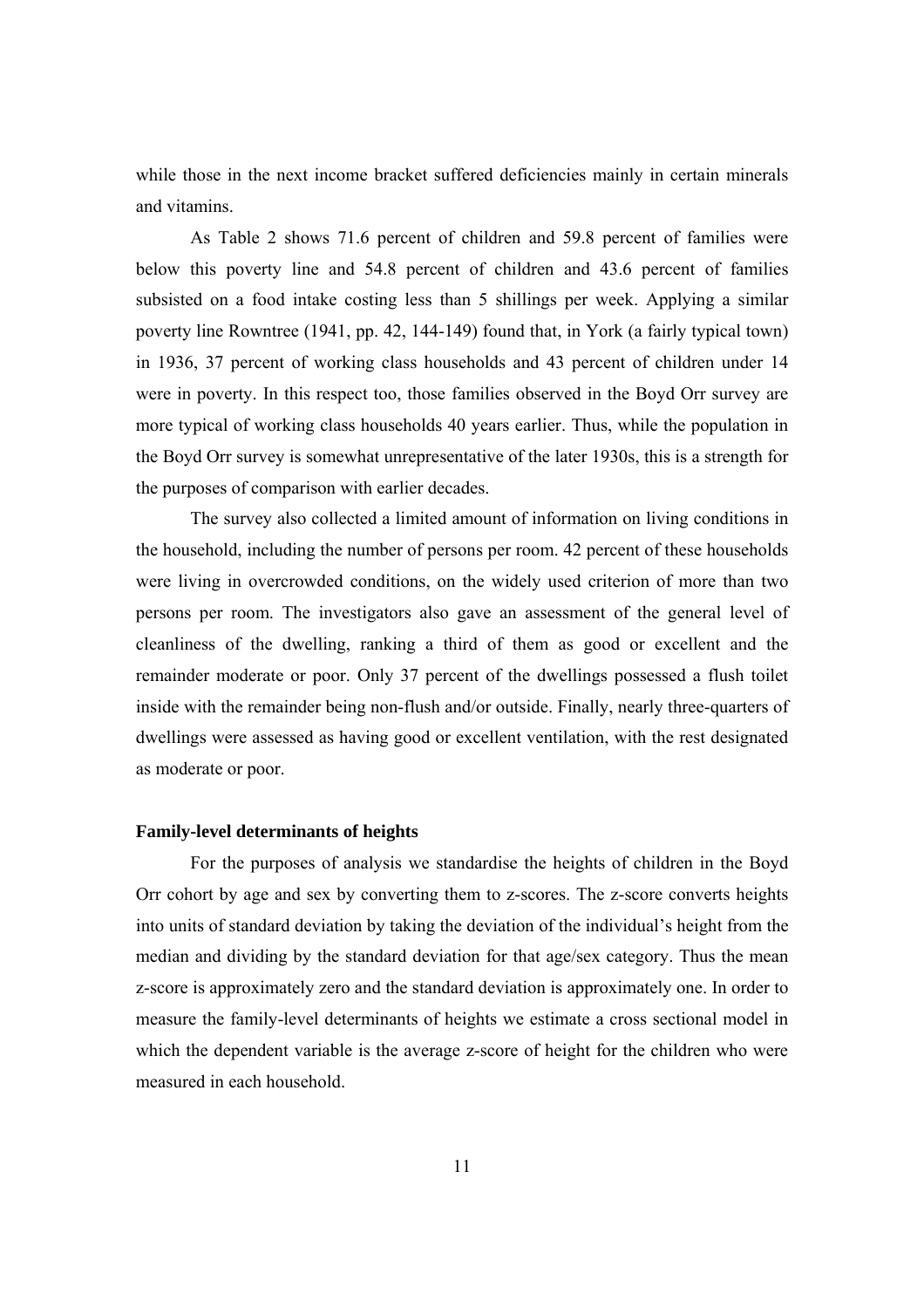while those in the next income bracket suffered deficiencies mainly in certain minerals and vitamins.

As Table 2 shows 71.6 percent of children and 59.8 percent of families were below this poverty line and 54.8 percent of children and 43.6 percent of families subsisted on a food intake costing less than 5 shillings per week. Applying a similar poverty line Rowntree (1941, pp. 42, 144-149) found that, in York (a fairly typical town) in 1936, 37 percent of working class households and 43 percent of children under 14 were in poverty. In this respect too, those families observed in the Boyd Orr survey are more typical of working class households 40 years earlier. Thus, while the population in the Boyd Orr survey is somewhat unrepresentative of the later 1930s, this is a strength for the purposes of comparison with earlier decades.

The survey also collected a limited amount of information on living conditions in the household, including the number of persons per room. 42 percent of these households were living in overcrowded conditions, on the widely used criterion of more than two persons per room. The investigators also gave an assessment of the general level of cleanliness of the dwelling, ranking a third of them as good or excellent and the remainder moderate or poor. Only 37 percent of the dwellings possessed a flush toilet inside with the remainder being non-flush and/or outside. Finally, nearly three-quarters of dwellings were assessed as having good or excellent ventilation, with the rest designated as moderate or poor.

### Family-level determinants of heights

For the purposes of analysis we standardise the heights of children in the Boyd Orr cohort by age and sex by converting them to z-scores. The z-score converts heights into units of standard deviation by taking the deviation of the individual's height from the median and dividing by the standard deviation for that age/sex category. Thus the mean z-score is approximately zero and the standard deviation is approximately one. In order to measure the family-level determinants of heights we estimate a cross sectional model in which the dependent variable is the average z-score of height for the children who were measured in each household.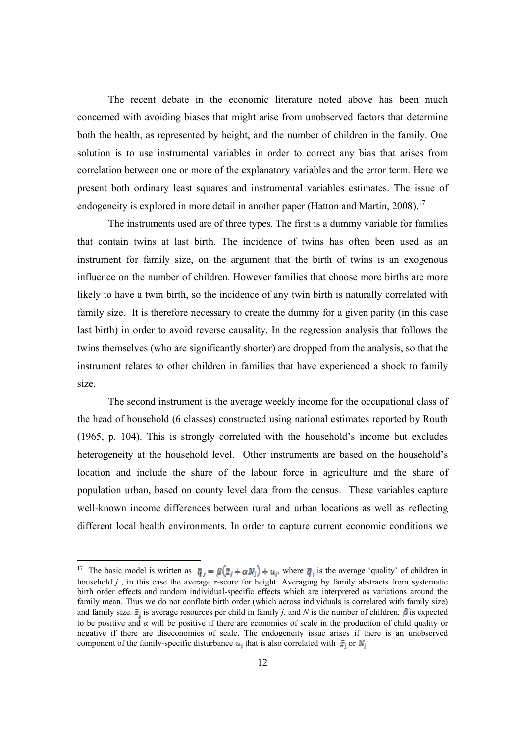The recent debate in the economic literature noted above has been much concerned with avoiding biases that might arise from unobserved factors that determine both the health, as represented by height, and the number of children in the family. One solution is to use instrumental variables in order to correct any bias that arises from correlation between one or more of the explanatory variables and the error term. Here we present both ordinary least squares and instrumental variables estimates. The issue of endogeneity is explored in more detail in another paper (Hatton and Martin, 2008).[17]

The instruments used are of three types. The first is a dummy variable for families that contain twins at last birth. The incidence of twins has often been used as an instrument for family size, on the argument that the birth of twins is an exogenous influence on the number of children. However families that choose more births are more likely to have a twin birth, so the incidence of any twin birth is naturally correlated with family size. It is therefore necessary to create the dummy for a given parity (in this case last birth) in order to avoid reverse causality. In the regression analysis that follows the twins themselves (who are significantly shorter) are dropped from the analysis, so that the instrument relates to other children in families that have experienced a shock to family size.

The second instrument is the average weekly income for the occupational class of the head of household (6 classes) constructed using national estimates reported by Routh (1965, p. 104). This is strongly correlated with the household's income but excludes heterogeneity at the household level. Other instruments are based on the household's location and include the share of the labour force in agriculture and the share of population urban, based on county level data from the census. These variables capture well-known income differences between rural and urban locations as well as reflecting different local health environments. In order to capture current economic conditions we

---

[17] The basic model is written as $\bar{q}_j = \beta(\bar{z}_j + \alpha N_j) + u_j$, where $\bar{q}_j$ is the average 'quality' of children in household $j$, in this case the average $z$-score for height. Averaging by family abstracts from systematic birth order effects and random individual-specific effects which are interpreted as variations around the family mean. Thus we do not conflate birth order (which across individuals is correlated with family size) and family size. $\bar{z}_j$ is average resources per child in family $j$, and $N$ is the number of children. $\beta$ is expected to be positive and $\alpha$ will be positive if there are economies of scale in the production of child quality or negative if there are diseconomies of scale. The endogeneity issue arises if there is an unobserved component of the family-specific disturbance $u_j$ that is also correlated with $\bar{z}_j$ or $N_j$.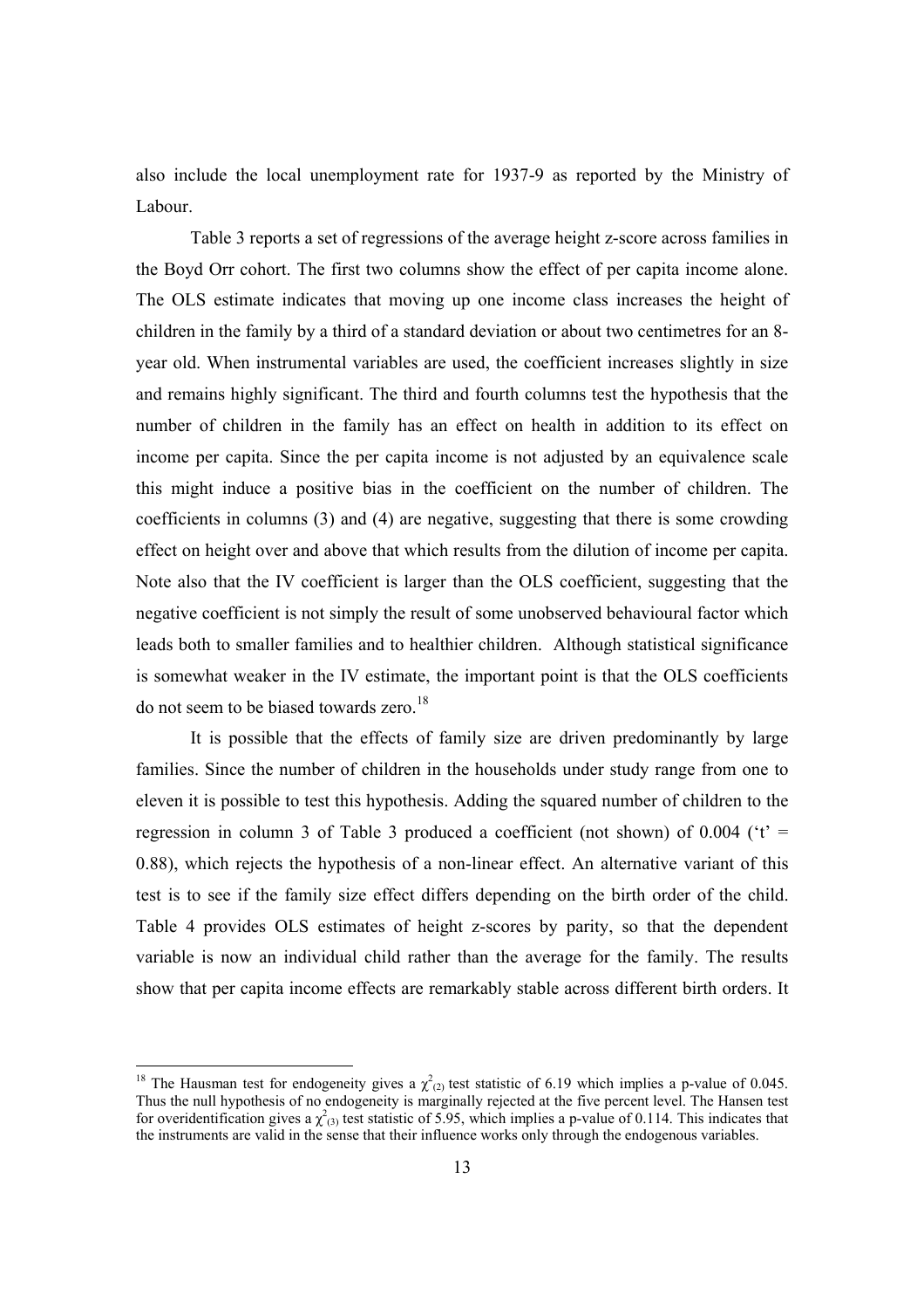also include the local unemployment rate for 1937-9 as reported by the Ministry of Labour.

Table 3 reports a set of regressions of the average height z-score across families in the Boyd Orr cohort. The first two columns show the effect of per capita income alone. The OLS estimate indicates that moving up one income class increases the height of children in the family by a third of a standard deviation or about two centimetres for an 8-year old. When instrumental variables are used, the coefficient increases slightly in size and remains highly significant. The third and fourth columns test the hypothesis that the number of children in the family has an effect on health in addition to its effect on income per capita. Since the per capita income is not adjusted by an equivalence scale this might induce a positive bias in the coefficient on the number of children. The coefficients in columns (3) and (4) are negative, suggesting that there is some crowding effect on height over and above that which results from the dilution of income per capita. Note also that the IV coefficient is larger than the OLS coefficient, suggesting that the negative coefficient is not simply the result of some unobserved behavioural factor which leads both to smaller families and to healthier children. Although statistical significance is somewhat weaker in the IV estimate, the important point is that the OLS coefficients do not seem to be biased towards zero.[18]

It is possible that the effects of family size are driven predominantly by large families. Since the number of children in the households under study range from one to eleven it is possible to test this hypothesis. Adding the squared number of children to the regression in column 3 of Table 3 produced a coefficient (not shown) of 0.004 ('t' = 0.88), which rejects the hypothesis of a non-linear effect. An alternative variant of this test is to see if the family size effect differs depending on the birth order of the child. Table 4 provides OLS estimates of height z-scores by parity, so that the dependent variable is now an individual child rather than the average for the family. The results show that per capita income effects are remarkably stable across different birth orders. It

---

[18] The Hausman test for endogeneity gives a $\chi^2_{(2)}$ test statistic of 6.19 which implies a p-value of 0.045. Thus the null hypothesis of no endogeneity is marginally rejected at the five percent level. The Hansen test for overidentification gives a $\chi^2_{(3)}$ test statistic of 5.95, which implies a p-value of 0.114. This indicates that the instruments are valid in the sense that their influence works only through the endogenous variables.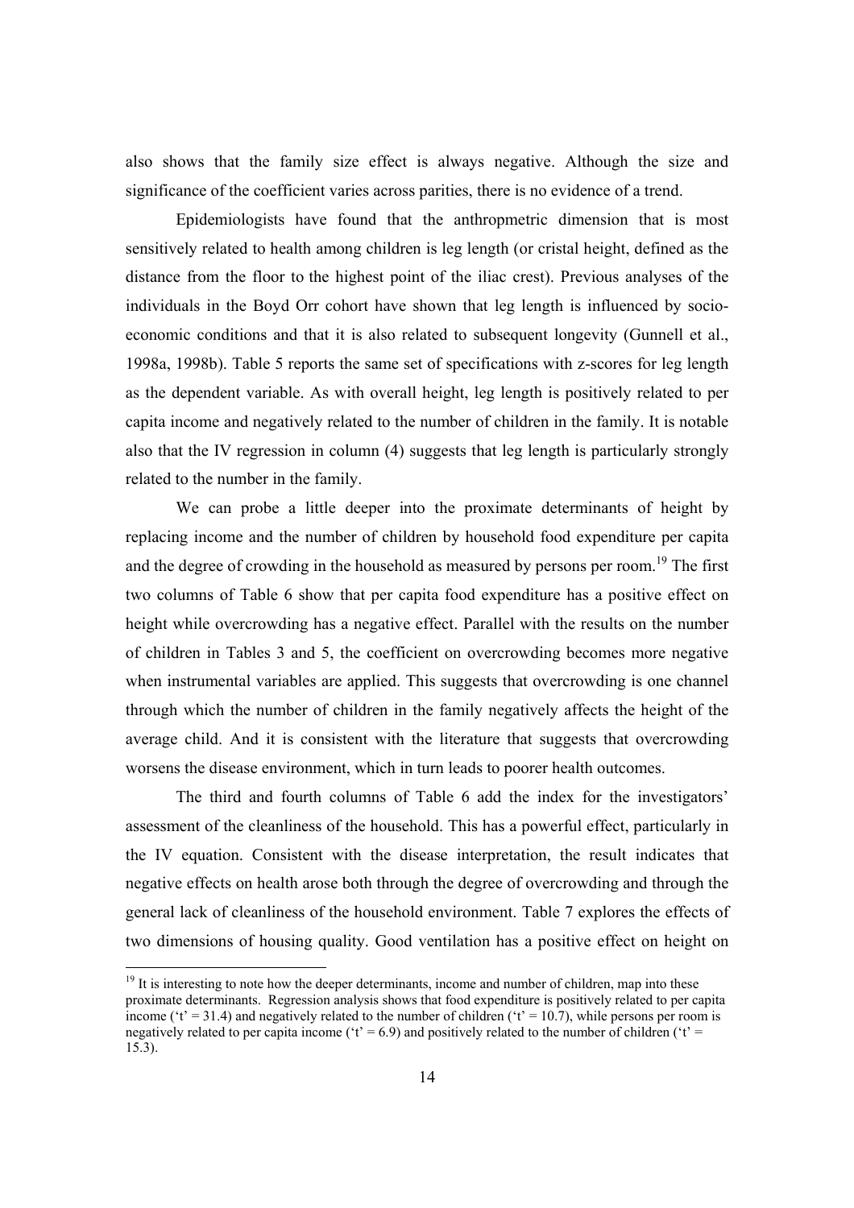also shows that the family size effect is always negative. Although the size and significance of the coefficient varies across parities, there is no evidence of a trend.

Epidemiologists have found that the anthropmetric dimension that is most sensitively related to health among children is leg length (or cristal height, defined as the distance from the floor to the highest point of the iliac crest). Previous analyses of the individuals in the Boyd Orr cohort have shown that leg length is influenced by socio-economic conditions and that it is also related to subsequent longevity (Gunnell et al., 1998a, 1998b). Table 5 reports the same set of specifications with z-scores for leg length as the dependent variable. As with overall height, leg length is positively related to per capita income and negatively related to the number of children in the family. It is notable also that the IV regression in column (4) suggests that leg length is particularly strongly related to the number in the family.

We can probe a little deeper into the proximate determinants of height by replacing income and the number of children by household food expenditure per capita and the degree of crowding in the household as measured by persons per room.[19] The first two columns of Table 6 show that per capita food expenditure has a positive effect on height while overcrowding has a negative effect. Parallel with the results on the number of children in Tables 3 and 5, the coefficient on overcrowding becomes more negative when instrumental variables are applied. This suggests that overcrowding is one channel through which the number of children in the family negatively affects the height of the average child. And it is consistent with the literature that suggests that overcrowding worsens the disease environment, which in turn leads to poorer health outcomes.

The third and fourth columns of Table 6 add the index for the investigators' assessment of the cleanliness of the household. This has a powerful effect, particularly in the IV equation. Consistent with the disease interpretation, the result indicates that negative effects on health arose both through the degree of overcrowding and through the general lack of cleanliness of the household environment. Table 7 explores the effects of two dimensions of housing quality. Good ventilation has a positive effect on height on

[19] It is interesting to note how the deeper determinants, income and number of children, map into these proximate determinants. Regression analysis shows that food expenditure is positively related to per capita income ('t' = 31.4) and negatively related to the number of children ('t' = 10.7), while persons per room is negatively related to per capita income ('t' = 6.9) and positively related to the number of children ('t' = 15.3).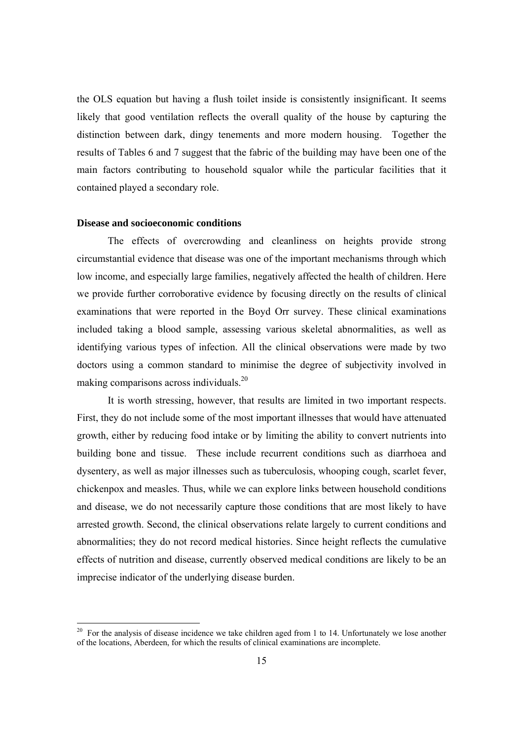the OLS equation but having a flush toilet inside is consistently insignificant. It seems likely that good ventilation reflects the overall quality of the house by capturing the distinction between dark, dingy tenements and more modern housing. Together the results of Tables 6 and 7 suggest that the fabric of the building may have been one of the main factors contributing to household squalor while the particular facilities that it contained played a secondary role.

**Disease and socioeconomic conditions**

The effects of overcrowding and cleanliness on heights provide strong circumstantial evidence that disease was one of the important mechanisms through which low income, and especially large families, negatively affected the health of children. Here we provide further corroborative evidence by focusing directly on the results of clinical examinations that were reported in the Boyd Orr survey. These clinical examinations included taking a blood sample, assessing various skeletal abnormalities, as well as identifying various types of infection. All the clinical observations were made by two doctors using a common standard to minimise the degree of subjectivity involved in making comparisons across individuals.[20]

It is worth stressing, however, that results are limited in two important respects. First, they do not include some of the most important illnesses that would have attenuated growth, either by reducing food intake or by limiting the ability to convert nutrients into building bone and tissue. These include recurrent conditions such as diarrhoea and dysentery, as well as major illnesses such as tuberculosis, whooping cough, scarlet fever, chickenpox and measles. Thus, while we can explore links between household conditions and disease, we do not necessarily capture those conditions that are most likely to have arrested growth. Second, the clinical observations relate largely to current conditions and abnormalities; they do not record medical histories. Since height reflects the cumulative effects of nutrition and disease, currently observed medical conditions are likely to be an imprecise indicator of the underlying disease burden.

[20] For the analysis of disease incidence we take children aged from 1 to 14. Unfortunately we lose another of the locations, Aberdeen, for which the results of clinical examinations are incomplete.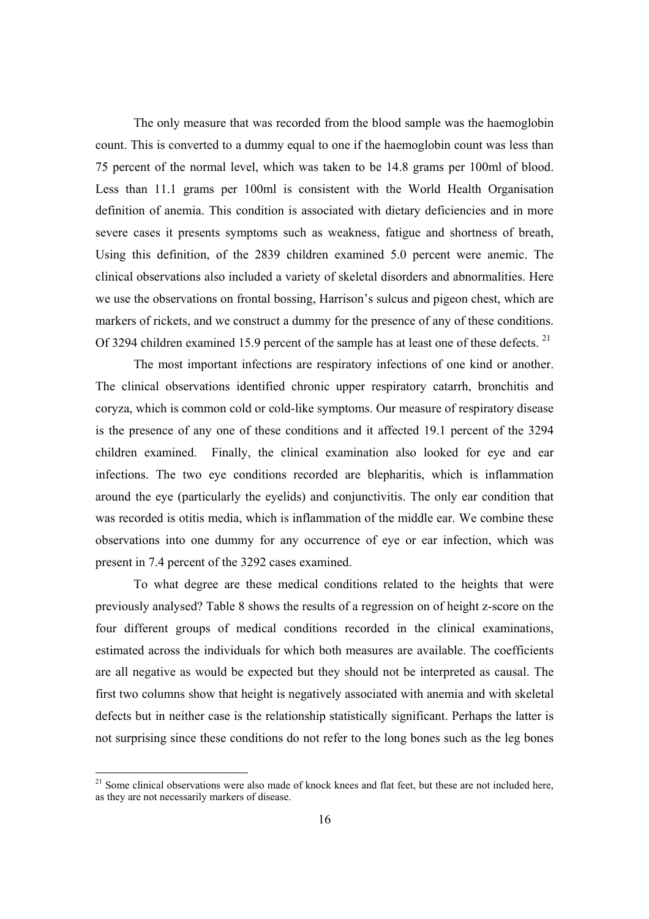The only measure that was recorded from the blood sample was the haemoglobin count. This is converted to a dummy equal to one if the haemoglobin count was less than 75 percent of the normal level, which was taken to be 14.8 grams per 100ml of blood. Less than 11.1 grams per 100ml is consistent with the World Health Organisation definition of anemia. This condition is associated with dietary deficiencies and in more severe cases it presents symptoms such as weakness, fatigue and shortness of breath, Using this definition, of the 2839 children examined 5.0 percent were anemic. The clinical observations also included a variety of skeletal disorders and abnormalities. Here we use the observations on frontal bossing, Harrison's sulcus and pigeon chest, which are markers of rickets, and we construct a dummy for the presence of any of these conditions. Of 3294 children examined 15.9 percent of the sample has at least one of these defects. [21]

The most important infections are respiratory infections of one kind or another. The clinical observations identified chronic upper respiratory catarrh, bronchitis and coryza, which is common cold or cold-like symptoms. Our measure of respiratory disease is the presence of any one of these conditions and it affected 19.1 percent of the 3294 children examined. Finally, the clinical examination also looked for eye and ear infections. The two eye conditions recorded are blepharitis, which is inflammation around the eye (particularly the eyelids) and conjunctivitis. The only ear condition that was recorded is otitis media, which is inflammation of the middle ear. We combine these observations into one dummy for any occurrence of eye or ear infection, which was present in 7.4 percent of the 3292 cases examined.

To what degree are these medical conditions related to the heights that were previously analysed? Table 8 shows the results of a regression on of height z-score on the four different groups of medical conditions recorded in the clinical examinations, estimated across the individuals for which both measures are available. The coefficients are all negative as would be expected but they should not be interpreted as causal. The first two columns show that height is negatively associated with anemia and with skeletal defects but in neither case is the relationship statistically significant. Perhaps the latter is not surprising since these conditions do not refer to the long bones such as the leg bones

[21] Some clinical observations were also made of knock knees and flat feet, but these are not included here, as they are not necessarily markers of disease.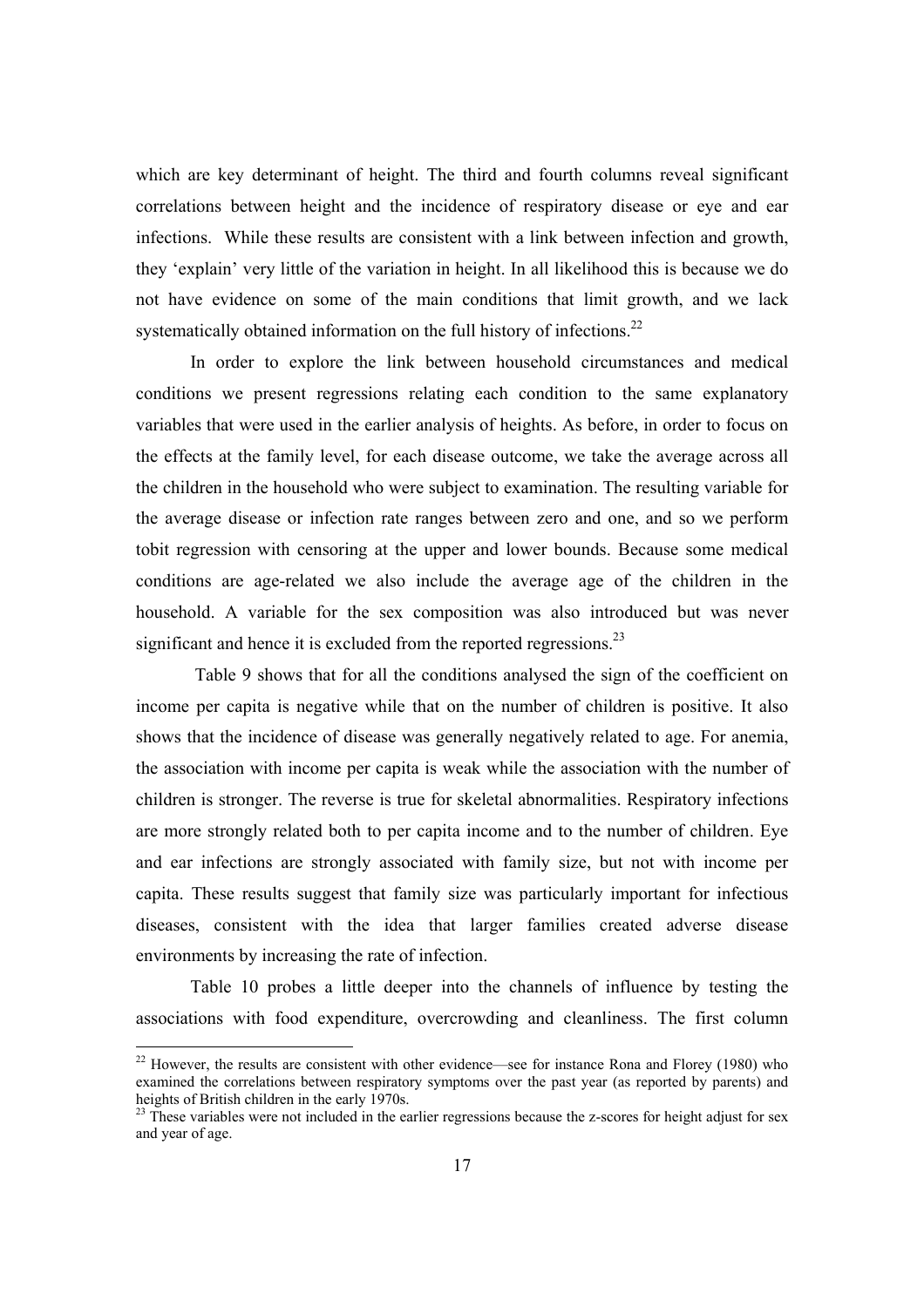which are key determinant of height. The third and fourth columns reveal significant correlations between height and the incidence of respiratory disease or eye and ear infections. While these results are consistent with a link between infection and growth, they 'explain' very little of the variation in height. In all likelihood this is because we do not have evidence on some of the main conditions that limit growth, and we lack systematically obtained information on the full history of infections.[22]

In order to explore the link between household circumstances and medical conditions we present regressions relating each condition to the same explanatory variables that were used in the earlier analysis of heights. As before, in order to focus on the effects at the family level, for each disease outcome, we take the average across all the children in the household who were subject to examination. The resulting variable for the average disease or infection rate ranges between zero and one, and so we perform tobit regression with censoring at the upper and lower bounds. Because some medical conditions are age-related we also include the average age of the children in the household. A variable for the sex composition was also introduced but was never significant and hence it is excluded from the reported regressions.[23]

Table 9 shows that for all the conditions analysed the sign of the coefficient on income per capita is negative while that on the number of children is positive. It also shows that the incidence of disease was generally negatively related to age. For anemia, the association with income per capita is weak while the association with the number of children is stronger. The reverse is true for skeletal abnormalities. Respiratory infections are more strongly related both to per capita income and to the number of children. Eye and ear infections are strongly associated with family size, but not with income per capita. These results suggest that family size was particularly important for infectious diseases, consistent with the idea that larger families created adverse disease environments by increasing the rate of infection.

Table 10 probes a little deeper into the channels of influence by testing the associations with food expenditure, overcrowding and cleanliness. The first column

[22] However, the results are consistent with other evidence—see for instance Rona and Florey (1980) who examined the correlations between respiratory symptoms over the past year (as reported by parents) and heights of British children in the early 1970s.

[23] These variables were not included in the earlier regressions because the z-scores for height adjust for sex and year of age.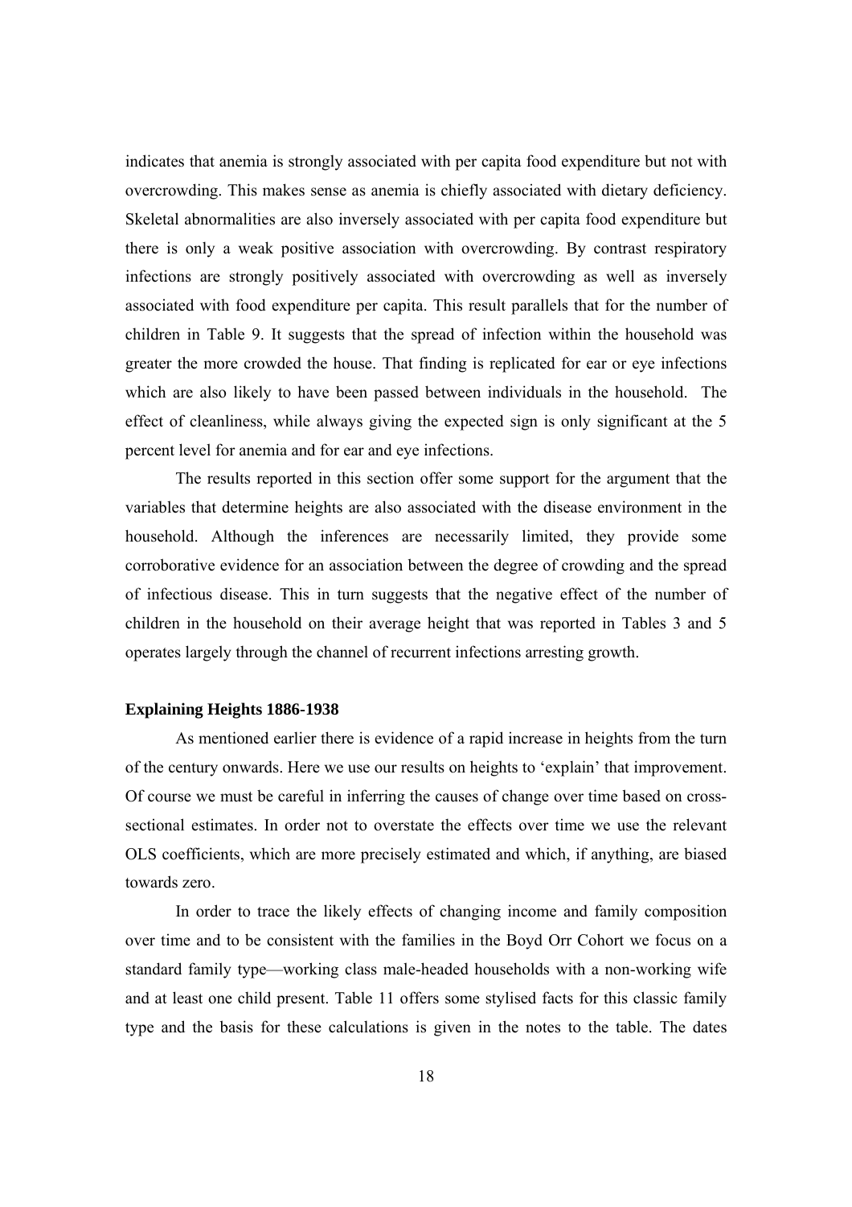indicates that anemia is strongly associated with per capita food expenditure but not with overcrowding. This makes sense as anemia is chiefly associated with dietary deficiency. Skeletal abnormalities are also inversely associated with per capita food expenditure but there is only a weak positive association with overcrowding. By contrast respiratory infections are strongly positively associated with overcrowding as well as inversely associated with food expenditure per capita. This result parallels that for the number of children in Table 9. It suggests that the spread of infection within the household was greater the more crowded the house. That finding is replicated for ear or eye infections which are also likely to have been passed between individuals in the household. The effect of cleanliness, while always giving the expected sign is only significant at the 5 percent level for anemia and for ear and eye infections.

The results reported in this section offer some support for the argument that the variables that determine heights are also associated with the disease environment in the household. Although the inferences are necessarily limited, they provide some corroborative evidence for an association between the degree of crowding and the spread of infectious disease. This in turn suggests that the negative effect of the number of children in the household on their average height that was reported in Tables 3 and 5 operates largely through the channel of recurrent infections arresting growth.

### Explaining Heights 1886-1938

As mentioned earlier there is evidence of a rapid increase in heights from the turn of the century onwards. Here we use our results on heights to 'explain' that improvement. Of course we must be careful in inferring the causes of change over time based on cross-sectional estimates. In order not to overstate the effects over time we use the relevant OLS coefficients, which are more precisely estimated and which, if anything, are biased towards zero.

In order to trace the likely effects of changing income and family composition over time and to be consistent with the families in the Boyd Orr Cohort we focus on a standard family type—working class male-headed households with a non-working wife and at least one child present. Table 11 offers some stylised facts for this classic family type and the basis for these calculations is given in the notes to the table. The dates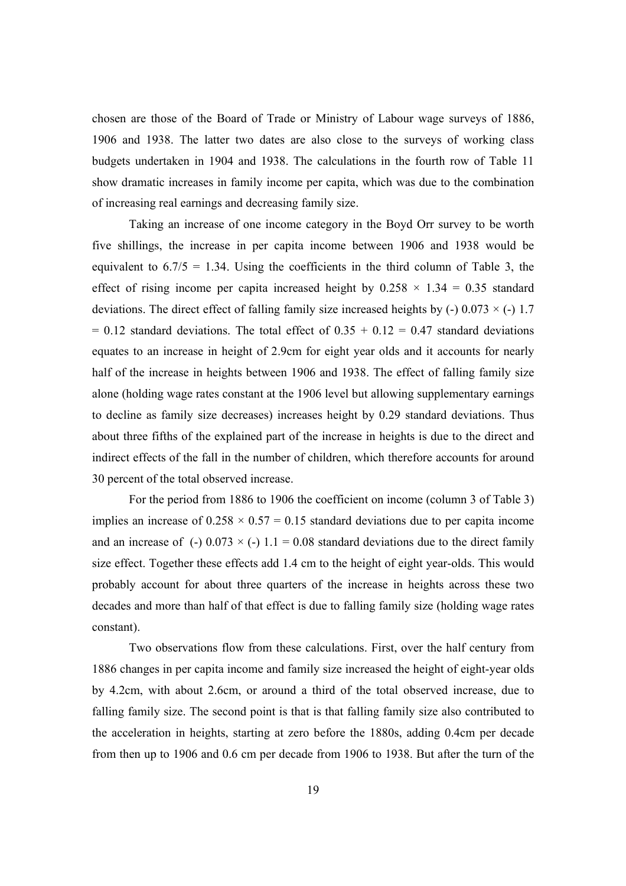chosen are those of the Board of Trade or Ministry of Labour wage surveys of 1886, 1906 and 1938. The latter two dates are also close to the surveys of working class budgets undertaken in 1904 and 1938. The calculations in the fourth row of Table 11 show dramatic increases in family income per capita, which was due to the combination of increasing real earnings and decreasing family size.

Taking an increase of one income category in the Boyd Orr survey to be worth five shillings, the increase in per capita income between 1906 and 1938 would be equivalent to $6.7/5 = 1.34$. Using the coefficients in the third column of Table 3, the effect of rising income per capita increased height by $0.258 \times 1.34 = 0.35$ standard deviations. The direct effect of falling family size increased heights by $(-)\ 0.073 \times (-)\ 1.7 = 0.12$ standard deviations. The total effect of $0.35 + 0.12 = 0.47$ standard deviations equates to an increase in height of 2.9cm for eight year olds and it accounts for nearly half of the increase in heights between 1906 and 1938. The effect of falling family size alone (holding wage rates constant at the 1906 level but allowing supplementary earnings to decline as family size decreases) increases height by 0.29 standard deviations. Thus about three fifths of the explained part of the increase in heights is due to the direct and indirect effects of the fall in the number of children, which therefore accounts for around 30 percent of the total observed increase.

For the period from 1886 to 1906 the coefficient on income (column 3 of Table 3) implies an increase of $0.258 \times 0.57 = 0.15$ standard deviations due to per capita income and an increase of $(-)\ 0.073 \times (-)\ 1.1 = 0.08$ standard deviations due to the direct family size effect. Together these effects add 1.4 cm to the height of eight year-olds. This would probably account for about three quarters of the increase in heights across these two decades and more than half of that effect is due to falling family size (holding wage rates constant).

Two observations flow from these calculations. First, over the half century from 1886 changes in per capita income and family size increased the height of eight-year olds by 4.2cm, with about 2.6cm, or around a third of the total observed increase, due to falling family size. The second point is that is that falling family size also contributed to the acceleration in heights, starting at zero before the 1880s, adding 0.4cm per decade from then up to 1906 and 0.6 cm per decade from 1906 to 1938. But after the turn of the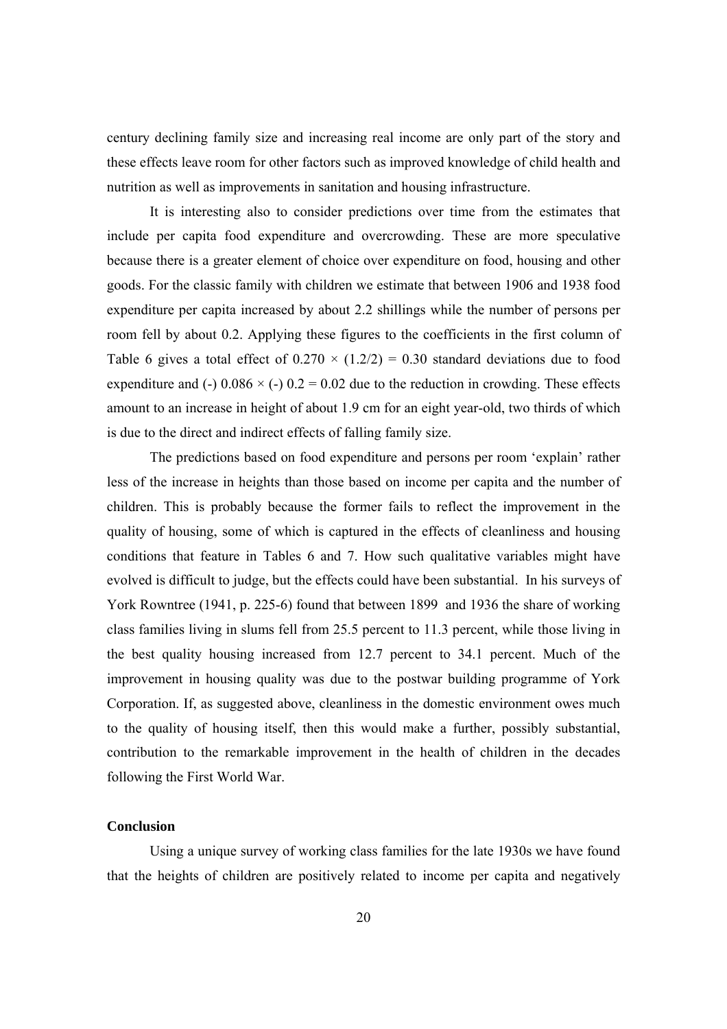century declining family size and increasing real income are only part of the story and these effects leave room for other factors such as improved knowledge of child health and nutrition as well as improvements in sanitation and housing infrastructure.

It is interesting also to consider predictions over time from the estimates that include per capita food expenditure and overcrowding. These are more speculative because there is a greater element of choice over expenditure on food, housing and other goods. For the classic family with children we estimate that between 1906 and 1938 food expenditure per capita increased by about 2.2 shillings while the number of persons per room fell by about 0.2. Applying these figures to the coefficients in the first column of Table 6 gives a total effect of $0.270 \times (1.2/2) = 0.30$ standard deviations due to food expenditure and (-) $0.086 \times$ (-) $0.2 = 0.02$ due to the reduction in crowding. These effects amount to an increase in height of about 1.9 cm for an eight year-old, two thirds of which is due to the direct and indirect effects of falling family size.

The predictions based on food expenditure and persons per room 'explain' rather less of the increase in heights than those based on income per capita and the number of children. This is probably because the former fails to reflect the improvement in the quality of housing, some of which is captured in the effects of cleanliness and housing conditions that feature in Tables 6 and 7. How such qualitative variables might have evolved is difficult to judge, but the effects could have been substantial. In his surveys of York Rowntree (1941, p. 225-6) found that between 1899 and 1936 the share of working class families living in slums fell from 25.5 percent to 11.3 percent, while those living in the best quality housing increased from 12.7 percent to 34.1 percent. Much of the improvement in housing quality was due to the postwar building programme of York Corporation. If, as suggested above, cleanliness in the domestic environment owes much to the quality of housing itself, then this would make a further, possibly substantial, contribution to the remarkable improvement in the health of children in the decades following the First World War.

**Conclusion**

Using a unique survey of working class families for the late 1930s we have found that the heights of children are positively related to income per capita and negatively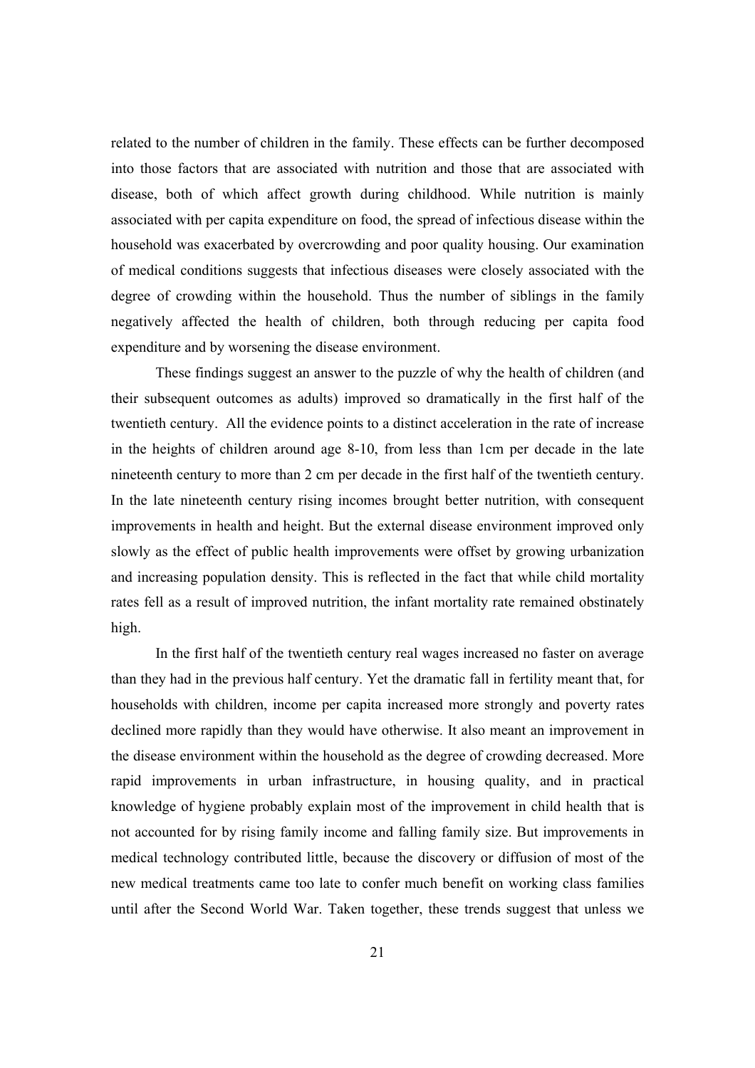related to the number of children in the family. These effects can be further decomposed into those factors that are associated with nutrition and those that are associated with disease, both of which affect growth during childhood. While nutrition is mainly associated with per capita expenditure on food, the spread of infectious disease within the household was exacerbated by overcrowding and poor quality housing. Our examination of medical conditions suggests that infectious diseases were closely associated with the degree of crowding within the household. Thus the number of siblings in the family negatively affected the health of children, both through reducing per capita food expenditure and by worsening the disease environment.

These findings suggest an answer to the puzzle of why the health of children (and their subsequent outcomes as adults) improved so dramatically in the first half of the twentieth century. All the evidence points to a distinct acceleration in the rate of increase in the heights of children around age 8-10, from less than 1cm per decade in the late nineteenth century to more than 2 cm per decade in the first half of the twentieth century. In the late nineteenth century rising incomes brought better nutrition, with consequent improvements in health and height. But the external disease environment improved only slowly as the effect of public health improvements were offset by growing urbanization and increasing population density. This is reflected in the fact that while child mortality rates fell as a result of improved nutrition, the infant mortality rate remained obstinately high.

In the first half of the twentieth century real wages increased no faster on average than they had in the previous half century. Yet the dramatic fall in fertility meant that, for households with children, income per capita increased more strongly and poverty rates declined more rapidly than they would have otherwise. It also meant an improvement in the disease environment within the household as the degree of crowding decreased. More rapid improvements in urban infrastructure, in housing quality, and in practical knowledge of hygiene probably explain most of the improvement in child health that is not accounted for by rising family income and falling family size. But improvements in medical technology contributed little, because the discovery or diffusion of most of the new medical treatments came too late to confer much benefit on working class families until after the Second World War. Taken together, these trends suggest that unless we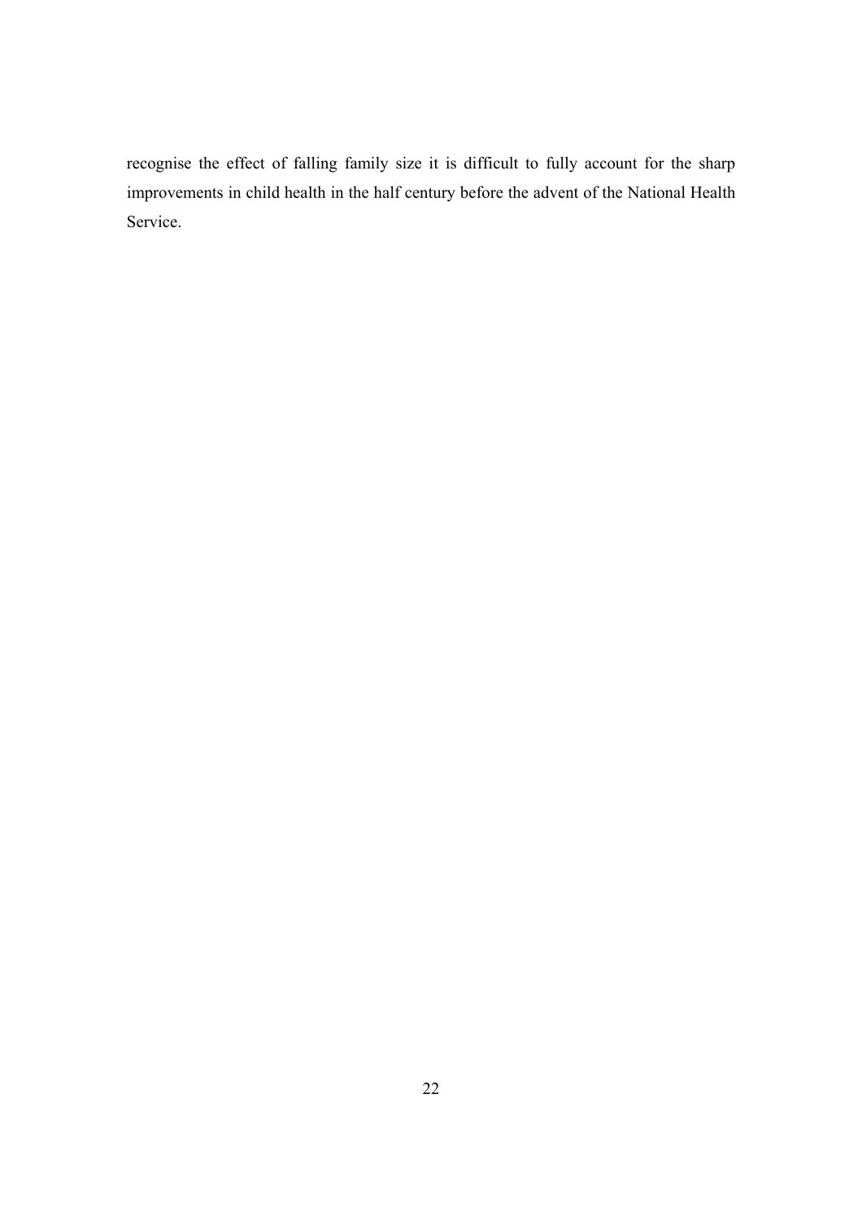recognise the effect of falling family size it is difficult to fully account for the sharp improvements in child health in the half century before the advent of the National Health Service.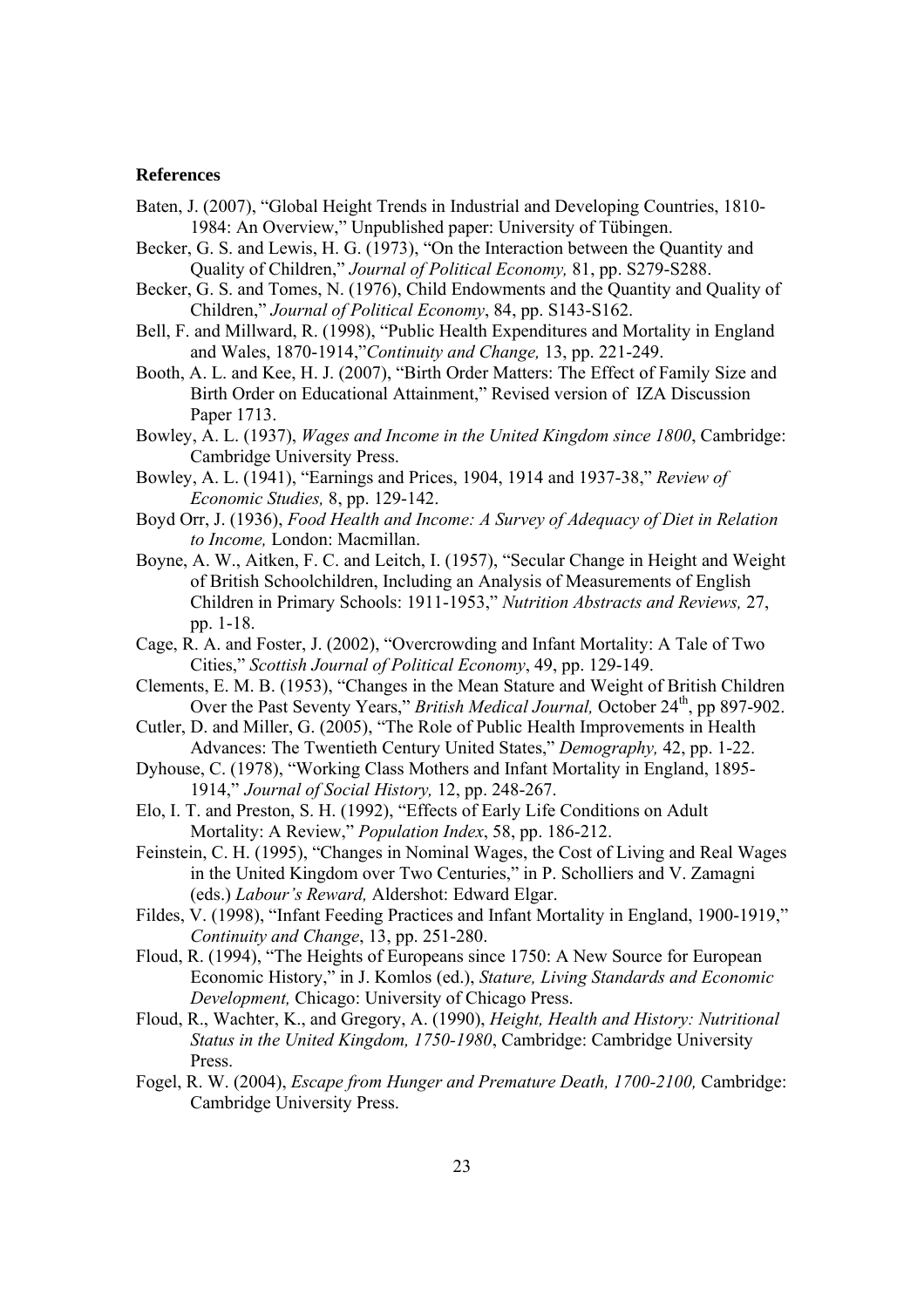**References**

Baten, J. (2007), "Global Height Trends in Industrial and Developing Countries, 1810-1984: An Overview," Unpublished paper: University of Tübingen.

Becker, G. S. and Lewis, H. G. (1973), "On the Interaction between the Quantity and Quality of Children," *Journal of Political Economy,* 81, pp. S279-S288.

Becker, G. S. and Tomes, N. (1976), Child Endowments and the Quantity and Quality of Children," *Journal of Political Economy*, 84, pp. S143-S162.

Bell, F. and Millward, R. (1998), "Public Health Expenditures and Mortality in England and Wales, 1870-1914,"*Continuity and Change,* 13, pp. 221-249.

Booth, A. L. and Kee, H. J. (2007), "Birth Order Matters: The Effect of Family Size and Birth Order on Educational Attainment," Revised version of IZA Discussion Paper 1713.

Bowley, A. L. (1937), *Wages and Income in the United Kingdom since 1800*, Cambridge: Cambridge University Press.

Bowley, A. L. (1941), "Earnings and Prices, 1904, 1914 and 1937-38," *Review of Economic Studies,* 8, pp. 129-142.

Boyd Orr, J. (1936), *Food Health and Income: A Survey of Adequacy of Diet in Relation to Income,* London: Macmillan.

Boyne, A. W., Aitken, F. C. and Leitch, I. (1957), "Secular Change in Height and Weight of British Schoolchildren, Including an Analysis of Measurements of English Children in Primary Schools: 1911-1953," *Nutrition Abstracts and Reviews,* 27, pp. 1-18.

Cage, R. A. and Foster, J. (2002), "Overcrowding and Infant Mortality: A Tale of Two Cities," *Scottish Journal of Political Economy*, 49, pp. 129-149.

Clements, E. M. B. (1953), "Changes in the Mean Stature and Weight of British Children Over the Past Seventy Years," *British Medical Journal,* October 24th, pp 897-902.

Cutler, D. and Miller, G. (2005), "The Role of Public Health Improvements in Health Advances: The Twentieth Century United States," *Demography,* 42, pp. 1-22.

Dyhouse, C. (1978), "Working Class Mothers and Infant Mortality in England, 1895-1914," *Journal of Social History,* 12, pp. 248-267.

Elo, I. T. and Preston, S. H. (1992), "Effects of Early Life Conditions on Adult Mortality: A Review," *Population Index*, 58, pp. 186-212.

Feinstein, C. H. (1995), "Changes in Nominal Wages, the Cost of Living and Real Wages in the United Kingdom over Two Centuries," in P. Scholliers and V. Zamagni (eds.) *Labour's Reward,* Aldershot: Edward Elgar.

Fildes, V. (1998), "Infant Feeding Practices and Infant Mortality in England, 1900-1919," *Continuity and Change*, 13, pp. 251-280.

Floud, R. (1994), "The Heights of Europeans since 1750: A New Source for European Economic History," in J. Komlos (ed.), *Stature, Living Standards and Economic Development,* Chicago: University of Chicago Press.

Floud, R., Wachter, K., and Gregory, A. (1990), *Height, Health and History: Nutritional Status in the United Kingdom, 1750-1980*, Cambridge: Cambridge University Press.

Fogel, R. W. (2004), *Escape from Hunger and Premature Death, 1700-2100,* Cambridge: Cambridge University Press.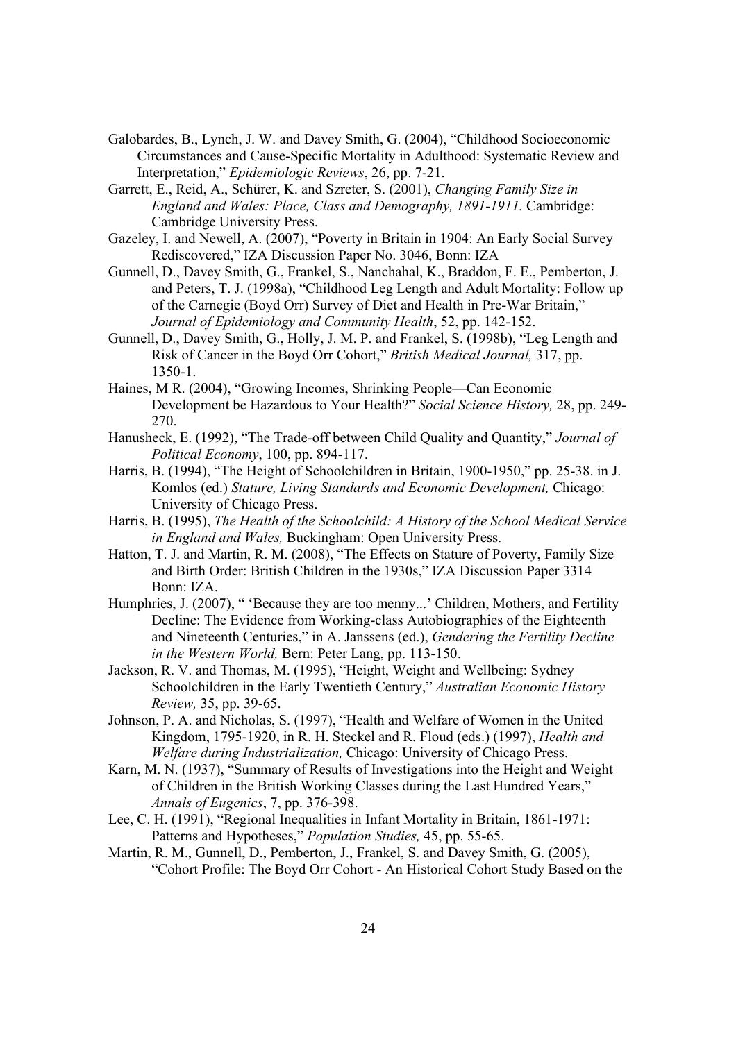Galobardes, B., Lynch, J. W. and Davey Smith, G. (2004), "Childhood Socioeconomic Circumstances and Cause-Specific Mortality in Adulthood: Systematic Review and Interpretation," *Epidemiologic Reviews*, 26, pp. 7-21.

Garrett, E., Reid, A., Schürer, K. and Szreter, S. (2001), *Changing Family Size in England and Wales: Place, Class and Demography, 1891-1911.* Cambridge: Cambridge University Press.

Gazeley, I. and Newell, A. (2007), "Poverty in Britain in 1904: An Early Social Survey Rediscovered," IZA Discussion Paper No. 3046, Bonn: IZA

Gunnell, D., Davey Smith, G., Frankel, S., Nanchahal, K., Braddon, F. E., Pemberton, J. and Peters, T. J. (1998a), "Childhood Leg Length and Adult Mortality: Follow up of the Carnegie (Boyd Orr) Survey of Diet and Health in Pre-War Britain," *Journal of Epidemiology and Community Health*, 52, pp. 142-152.

Gunnell, D., Davey Smith, G., Holly, J. M. P. and Frankel, S. (1998b), "Leg Length and Risk of Cancer in the Boyd Orr Cohort," *British Medical Journal,* 317, pp. 1350-1.

Haines, M R. (2004), "Growing Incomes, Shrinking People—Can Economic Development be Hazardous to Your Health?" *Social Science History,* 28, pp. 249-270.

Hanusheck, E. (1992), "The Trade-off between Child Quality and Quantity," *Journal of Political Economy*, 100, pp. 894-117.

Harris, B. (1994), "The Height of Schoolchildren in Britain, 1900-1950," pp. 25-38. in J. Komlos (ed.) *Stature, Living Standards and Economic Development,* Chicago: University of Chicago Press.

Harris, B. (1995), *The Health of the Schoolchild: A History of the School Medical Service in England and Wales,* Buckingham: Open University Press.

Hatton, T. J. and Martin, R. M. (2008), "The Effects on Stature of Poverty, Family Size and Birth Order: British Children in the 1930s," IZA Discussion Paper 3314 Bonn: IZA.

Humphries, J. (2007), " 'Because they are too menny...' Children, Mothers, and Fertility Decline: The Evidence from Working-class Autobiographies of the Eighteenth and Nineteenth Centuries," in A. Janssens (ed.), *Gendering the Fertility Decline in the Western World,* Bern: Peter Lang, pp. 113-150.

Jackson, R. V. and Thomas, M. (1995), "Height, Weight and Wellbeing: Sydney Schoolchildren in the Early Twentieth Century," *Australian Economic History Review,* 35, pp. 39-65.

Johnson, P. A. and Nicholas, S. (1997), "Health and Welfare of Women in the United Kingdom, 1795-1920, in R. H. Steckel and R. Floud (eds.) (1997), *Health and Welfare during Industrialization,* Chicago: University of Chicago Press.

Karn, M. N. (1937), "Summary of Results of Investigations into the Height and Weight of Children in the British Working Classes during the Last Hundred Years," *Annals of Eugenics*, 7, pp. 376-398.

Lee, C. H. (1991), "Regional Inequalities in Infant Mortality in Britain, 1861-1971: Patterns and Hypotheses," *Population Studies,* 45, pp. 55-65.

Martin, R. M., Gunnell, D., Pemberton, J., Frankel, S. and Davey Smith, G. (2005), "Cohort Profile: The Boyd Orr Cohort - An Historical Cohort Study Based on the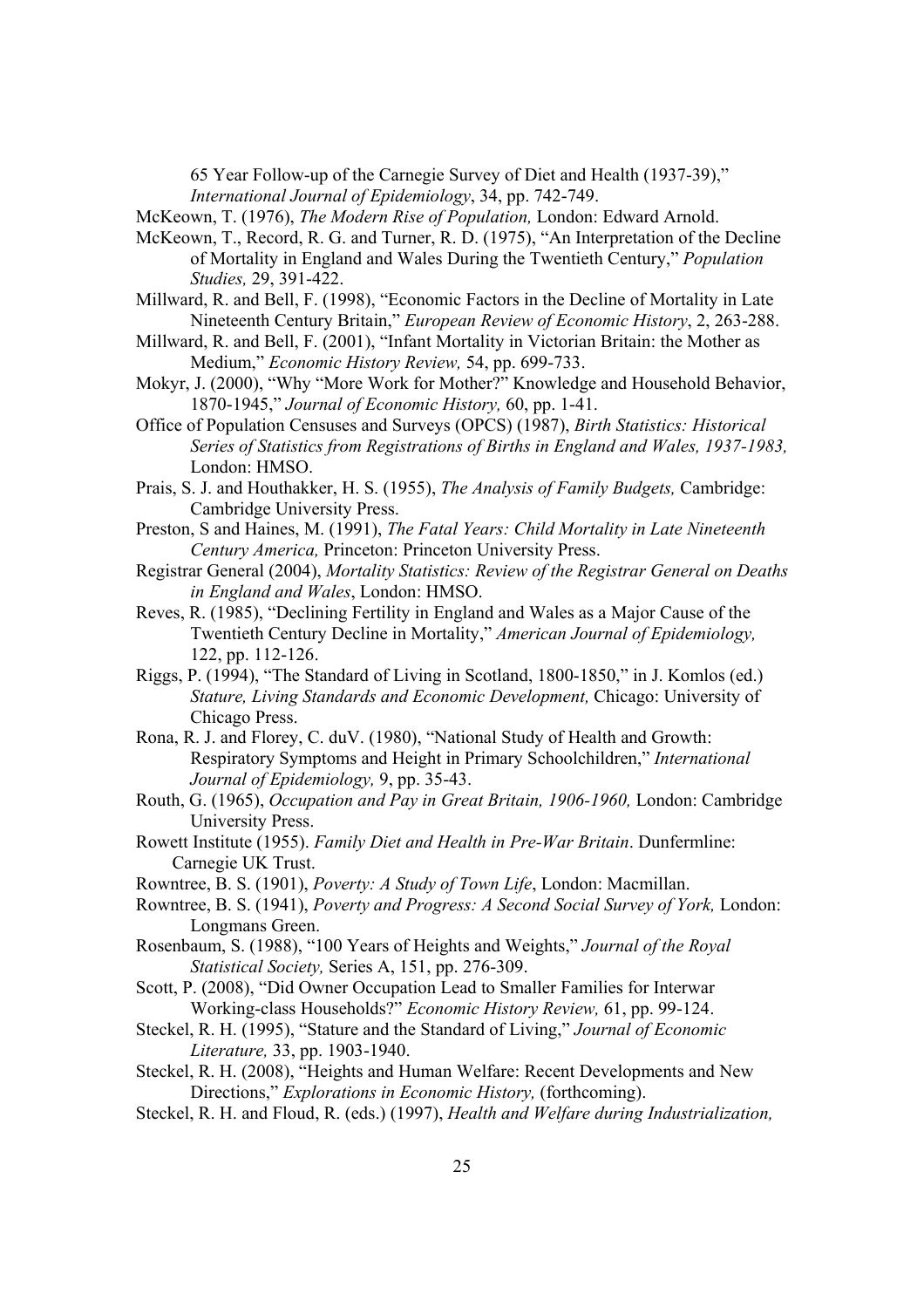65 Year Follow-up of the Carnegie Survey of Diet and Health (1937-39)," *International Journal of Epidemiology*, 34, pp. 742-749.

McKeown, T. (1976), *The Modern Rise of Population,* London: Edward Arnold.

McKeown, T., Record, R. G. and Turner, R. D. (1975), "An Interpretation of the Decline of Mortality in England and Wales During the Twentieth Century," *Population Studies,* 29, 391-422.

Millward, R. and Bell, F. (1998), "Economic Factors in the Decline of Mortality in Late Nineteenth Century Britain," *European Review of Economic History*, 2, 263-288.

Millward, R. and Bell, F. (2001), "Infant Mortality in Victorian Britain: the Mother as Medium," *Economic History Review,* 54, pp. 699-733.

Mokyr, J. (2000), "Why "More Work for Mother?" Knowledge and Household Behavior, 1870-1945," *Journal of Economic History,* 60, pp. 1-41.

Office of Population Censuses and Surveys (OPCS) (1987), *Birth Statistics: Historical Series of Statistics from Registrations of Births in England and Wales, 1937-1983,* London: HMSO.

Prais, S. J. and Houthakker, H. S. (1955), *The Analysis of Family Budgets,* Cambridge: Cambridge University Press.

Preston, S and Haines, M. (1991), *The Fatal Years: Child Mortality in Late Nineteenth Century America,* Princeton: Princeton University Press.

Registrar General (2004), *Mortality Statistics: Review of the Registrar General on Deaths in England and Wales*, London: HMSO.

Reves, R. (1985), "Declining Fertility in England and Wales as a Major Cause of the Twentieth Century Decline in Mortality," *American Journal of Epidemiology,* 122, pp. 112-126.

Riggs, P. (1994), "The Standard of Living in Scotland, 1800-1850," in J. Komlos (ed.) *Stature, Living Standards and Economic Development,* Chicago: University of Chicago Press.

Rona, R. J. and Florey, C. duV. (1980), "National Study of Health and Growth: Respiratory Symptoms and Height in Primary Schoolchildren," *International Journal of Epidemiology,* 9, pp. 35-43.

Routh, G. (1965), *Occupation and Pay in Great Britain, 1906-1960,* London: Cambridge University Press.

Rowett Institute (1955). *Family Diet and Health in Pre-War Britain*. Dunfermline: Carnegie UK Trust.

Rowntree, B. S. (1901), *Poverty: A Study of Town Life*, London: Macmillan.

Rowntree, B. S. (1941), *Poverty and Progress: A Second Social Survey of York,* London: Longmans Green.

Rosenbaum, S. (1988), "100 Years of Heights and Weights," *Journal of the Royal Statistical Society,* Series A, 151, pp. 276-309.

Scott, P. (2008), "Did Owner Occupation Lead to Smaller Families for Interwar Working-class Households?" *Economic History Review,* 61, pp. 99-124.

Steckel, R. H. (1995), "Stature and the Standard of Living," *Journal of Economic Literature,* 33, pp. 1903-1940.

Steckel, R. H. (2008), "Heights and Human Welfare: Recent Developments and New Directions," *Explorations in Economic History,* (forthcoming).

Steckel, R. H. and Floud, R. (eds.) (1997), *Health and Welfare during Industrialization,*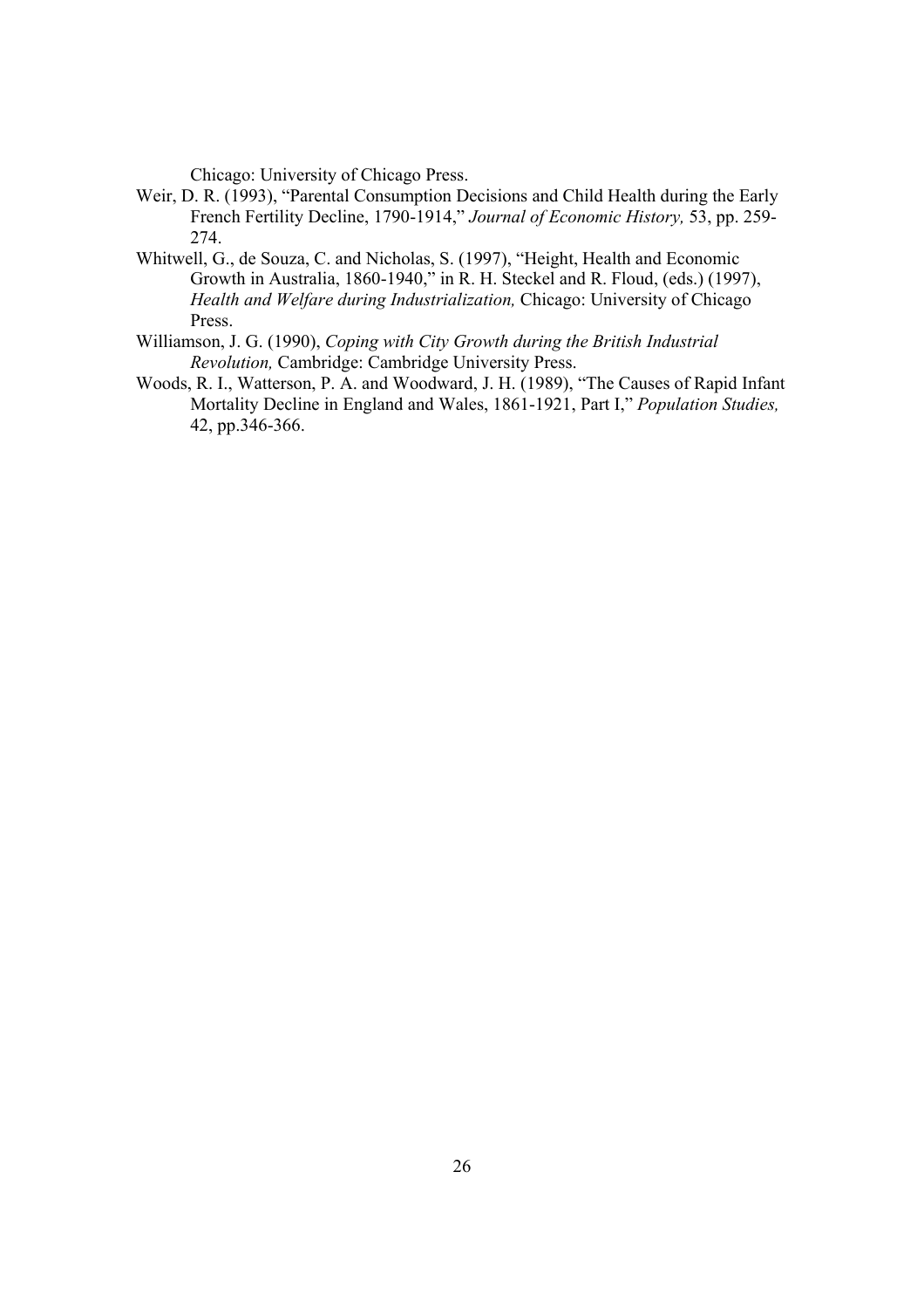Chicago: University of Chicago Press.

Weir, D. R. (1993), "Parental Consumption Decisions and Child Health during the Early French Fertility Decline, 1790-1914," *Journal of Economic History,* 53, pp. 259-274.

Whitwell, G., de Souza, C. and Nicholas, S. (1997), "Height, Health and Economic Growth in Australia, 1860-1940," in R. H. Steckel and R. Floud, (eds.) (1997), *Health and Welfare during Industrialization,* Chicago: University of Chicago Press.

Williamson, J. G. (1990), *Coping with City Growth during the British Industrial Revolution,* Cambridge: Cambridge University Press.

Woods, R. I., Watterson, P. A. and Woodward, J. H. (1989), "The Causes of Rapid Infant Mortality Decline in England and Wales, 1861-1921, Part I," *Population Studies,* 42, pp.346-366.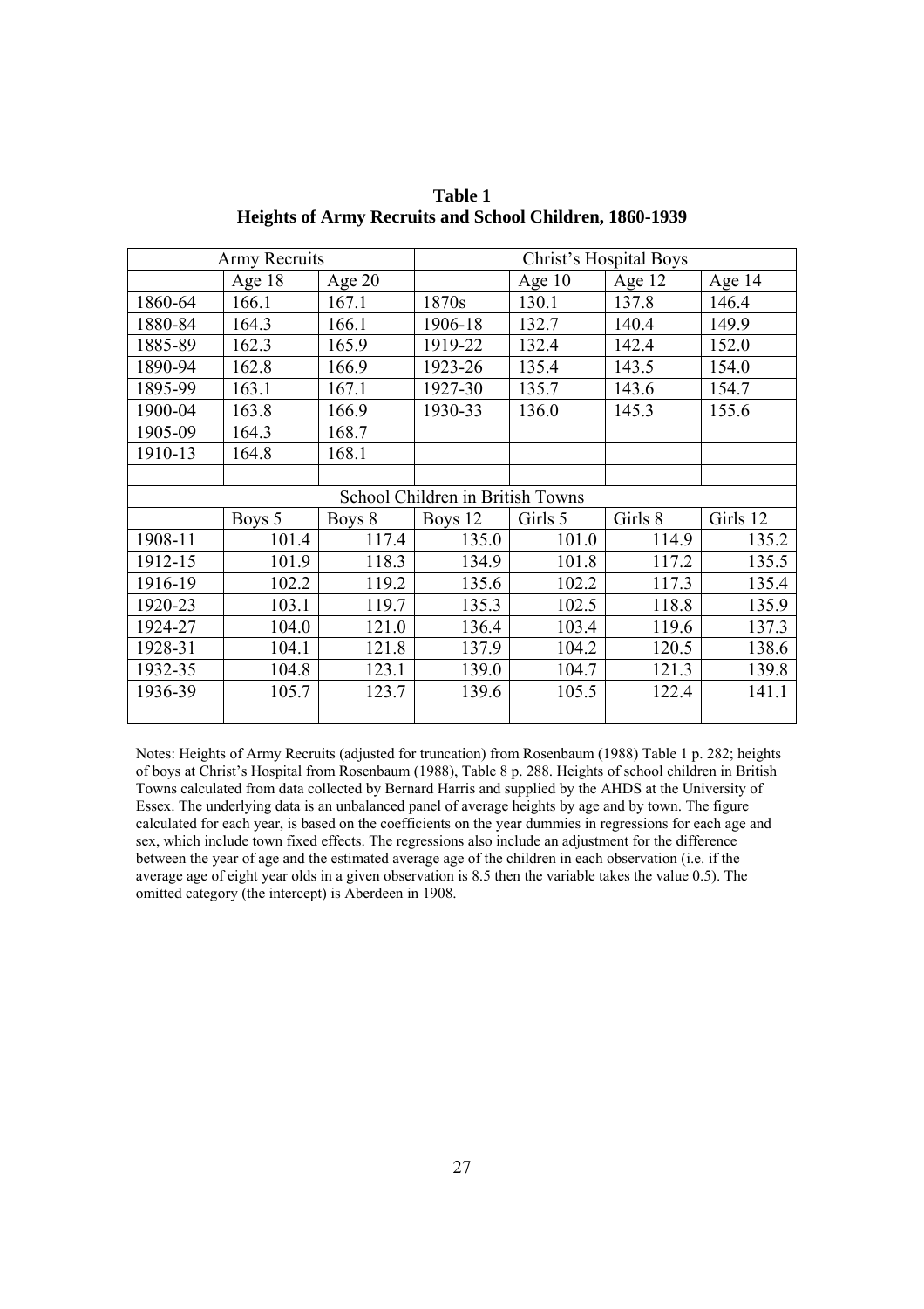**Table 1**
**Heights of Army Recruits and School Children, 1860-1939**

| Army Recruits | | | Christ's Hospital Boys | | | |
|---|---|---|---|---|---|---|
| | Age 18 | Age 20 | | Age 10 | Age 12 | Age 14 |
| 1860-64 | 166.1 | 167.1 | 1870s | 130.1 | 137.8 | 146.4 |
| 1880-84 | 164.3 | 166.1 | 1906-18 | 132.7 | 140.4 | 149.9 |
| 1885-89 | 162.3 | 165.9 | 1919-22 | 132.4 | 142.4 | 152.0 |
| 1890-94 | 162.8 | 166.9 | 1923-26 | 135.4 | 143.5 | 154.0 |
| 1895-99 | 163.1 | 167.1 | 1927-30 | 135.7 | 143.6 | 154.7 |
| 1900-04 | 163.8 | 166.9 | 1930-33 | 136.0 | 145.3 | 155.6 |
| 1905-09 | 164.3 | 168.7 | | | | |
| 1910-13 | 164.8 | 168.1 | | | | |
| | | | | | | |
| School Children in British Towns | | | | | | |
| | Boys 5 | Boys 8 | Boys 12 | Girls 5 | Girls 8 | Girls 12 |
| 1908-11 | 101.4 | 117.4 | 135.0 | 101.0 | 114.9 | 135.2 |
| 1912-15 | 101.9 | 118.3 | 134.9 | 101.8 | 117.2 | 135.5 |
| 1916-19 | 102.2 | 119.2 | 135.6 | 102.2 | 117.3 | 135.4 |
| 1920-23 | 103.1 | 119.7 | 135.3 | 102.5 | 118.8 | 135.9 |
| 1924-27 | 104.0 | 121.0 | 136.4 | 103.4 | 119.6 | 137.3 |
| 1928-31 | 104.1 | 121.8 | 137.9 | 104.2 | 120.5 | 138.6 |
| 1932-35 | 104.8 | 123.1 | 139.0 | 104.7 | 121.3 | 139.8 |
| 1936-39 | 105.7 | 123.7 | 139.6 | 105.5 | 122.4 | 141.1 |

Notes: Heights of Army Recruits (adjusted for truncation) from Rosenbaum (1988) Table 1 p. 282; heights of boys at Christ's Hospital from Rosenbaum (1988), Table 8 p. 288. Heights of school children in British Towns calculated from data collected by Bernard Harris and supplied by the AHDS at the University of Essex. The underlying data is an unbalanced panel of average heights by age and by town. The figure calculated for each year, is based on the coefficients on the year dummies in regressions for each age and sex, which include town fixed effects. The regressions also include an adjustment for the difference between the year of age and the estimated average age of the children in each observation (i.e. if the average age of eight year olds in a given observation is 8.5 then the variable takes the value 0.5). The omitted category (the intercept) is Aberdeen in 1908.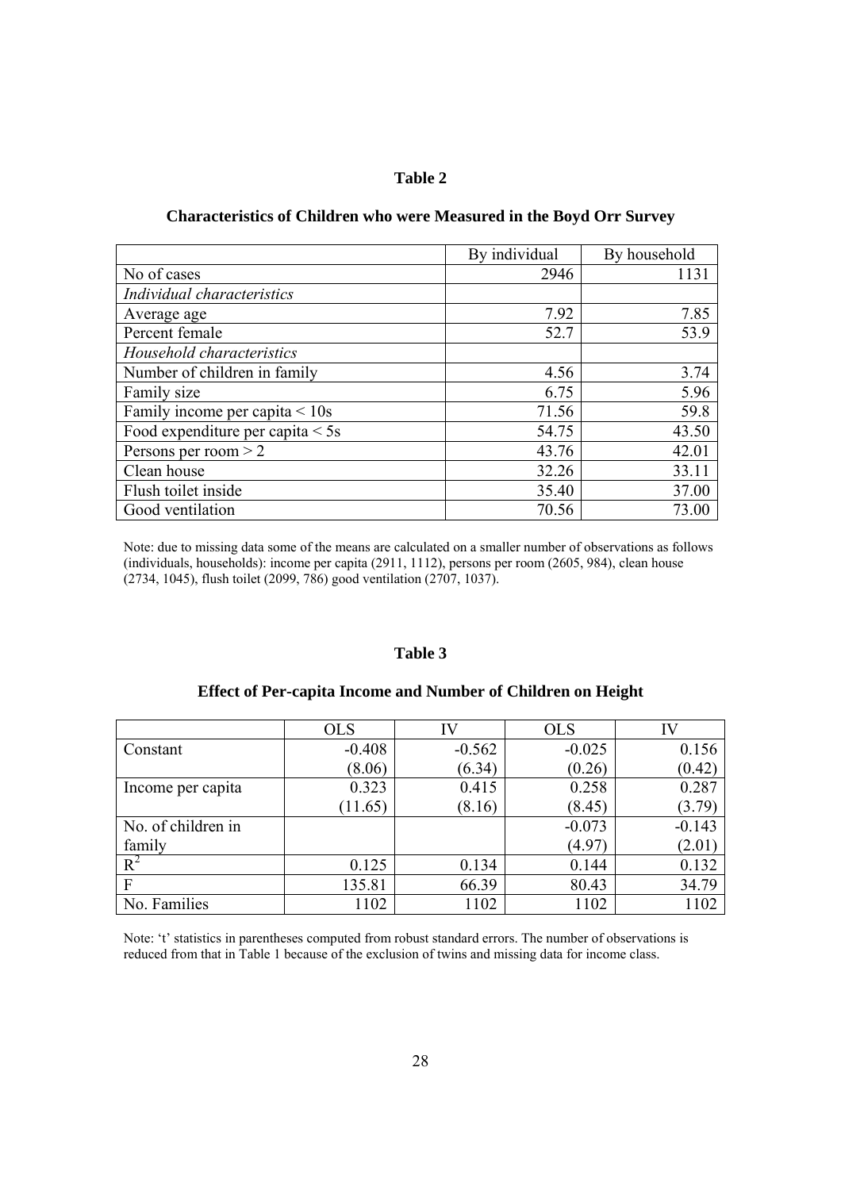**Table 2**

**Characteristics of Children who were Measured in the Boyd Orr Survey**

| | By individual | By household |
|---|---|---|
| No of cases | 2946 | 1131 |
| *Individual characteristics* | | |
| Average age | 7.92 | 7.85 |
| Percent female | 52.7 | 53.9 |
| *Household characteristics* | | |
| Number of children in family | 4.56 | 3.74 |
| Family size | 6.75 | 5.96 |
| Family income per capita < 10s | 71.56 | 59.8 |
| Food expenditure per capita < 5s | 54.75 | 43.50 |
| Persons per room > 2 | 43.76 | 42.01 |
| Clean house | 32.26 | 33.11 |
| Flush toilet inside | 35.40 | 37.00 |
| Good ventilation | 70.56 | 73.00 |

Note: due to missing data some of the means are calculated on a smaller number of observations as follows (individuals, households): income per capita (2911, 1112), persons per room (2605, 984), clean house (2734, 1045), flush toilet (2099, 786) good ventilation (2707, 1037).

**Table 3**

**Effect of Per-capita Income and Number of Children on Height**

| | OLS | IV | OLS | IV |
|---|---|---|---|---|
| Constant | -0.408 | -0.562 | -0.025 | 0.156 |
| | (8.06) | (6.34) | (0.26) | (0.42) |
| Income per capita | 0.323 | 0.415 | 0.258 | 0.287 |
| | (11.65) | (8.16) | (8.45) | (3.79) |
| No. of children in family | | | -0.073 | -0.143 |
| | | | (4.97) | (2.01) |
| $R^2$ | 0.125 | 0.134 | 0.144 | 0.132 |
| F | 135.81 | 66.39 | 80.43 | 34.79 |
| No. Families | 1102 | 1102 | 1102 | 1102 |

Note: 't' statistics in parentheses computed from robust standard errors. The number of observations is reduced from that in Table 1 because of the exclusion of twins and missing data for income class.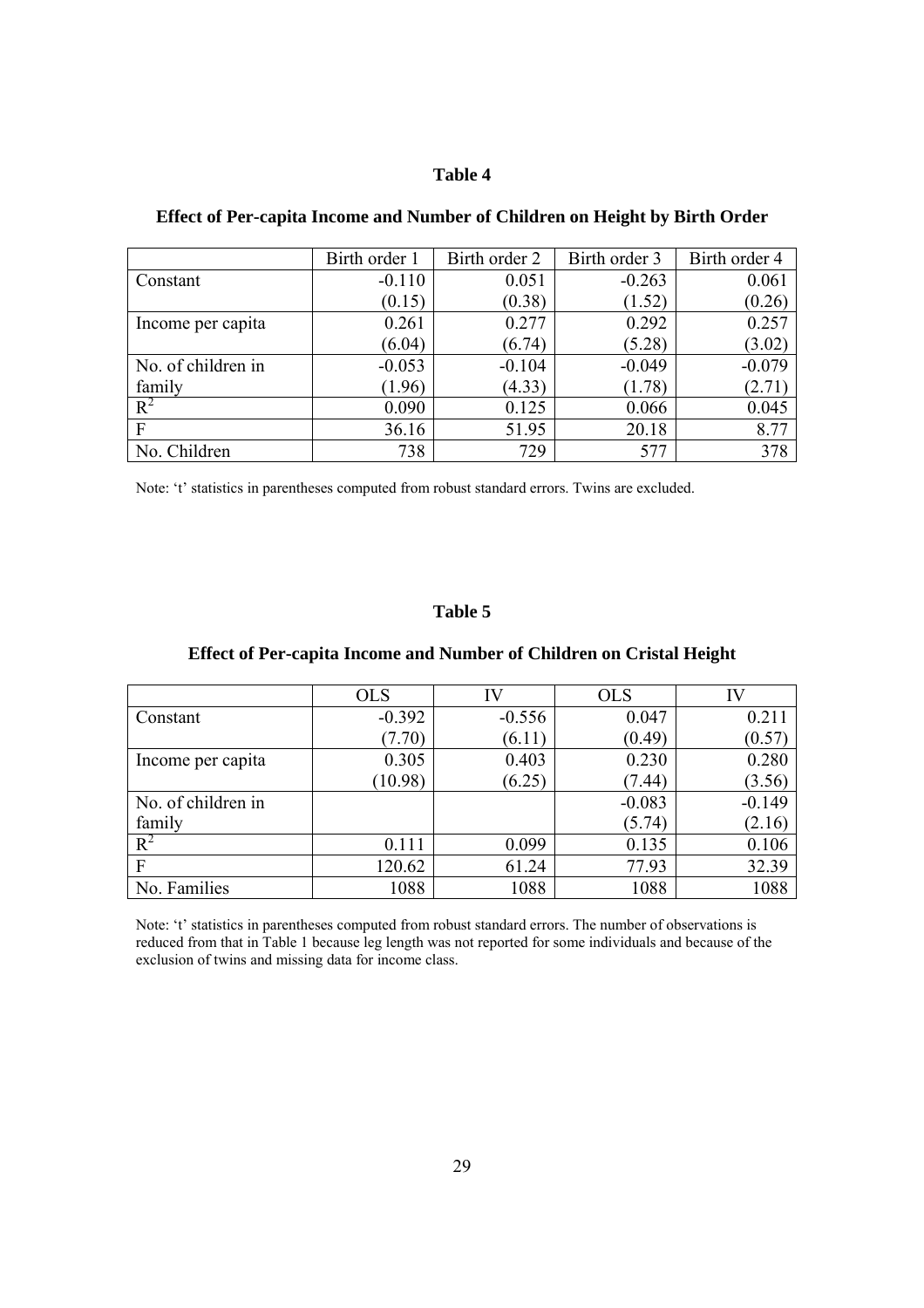**Table 4**

**Effect of Per-capita Income and Number of Children on Height by Birth Order**

| | Birth order 1 | Birth order 2 | Birth order 3 | Birth order 4 |
|---|---|---|---|---|
| Constant | -0.110 | 0.051 | -0.263 | 0.061 |
| | (0.15) | (0.38) | (1.52) | (0.26) |
| Income per capita | 0.261 | 0.277 | 0.292 | 0.257 |
| | (6.04) | (6.74) | (5.28) | (3.02) |
| No. of children in family | -0.053 | -0.104 | -0.049 | -0.079 |
| | (1.96) | (4.33) | (1.78) | (2.71) |
| $R^2$ | 0.090 | 0.125 | 0.066 | 0.045 |
| F | 36.16 | 51.95 | 20.18 | 8.77 |
| No. Children | 738 | 729 | 577 | 378 |

Note: 't' statistics in parentheses computed from robust standard errors. Twins are excluded.

**Table 5**

**Effect of Per-capita Income and Number of Children on Cristal Height**

| | OLS | IV | OLS | IV |
|---|---|---|---|---|
| Constant | -0.392 | -0.556 | 0.047 | 0.211 |
| | (7.70) | (6.11) | (0.49) | (0.57) |
| Income per capita | 0.305 | 0.403 | 0.230 | 0.280 |
| | (10.98) | (6.25) | (7.44) | (3.56) |
| No. of children in family | | | -0.083 | -0.149 |
| | | | (5.74) | (2.16) |
| $R^2$ | 0.111 | 0.099 | 0.135 | 0.106 |
| F | 120.62 | 61.24 | 77.93 | 32.39 |
| No. Families | 1088 | 1088 | 1088 | 1088 |

Note: 't' statistics in parentheses computed from robust standard errors. The number of observations is reduced from that in Table 1 because leg length was not reported for some individuals and because of the exclusion of twins and missing data for income class.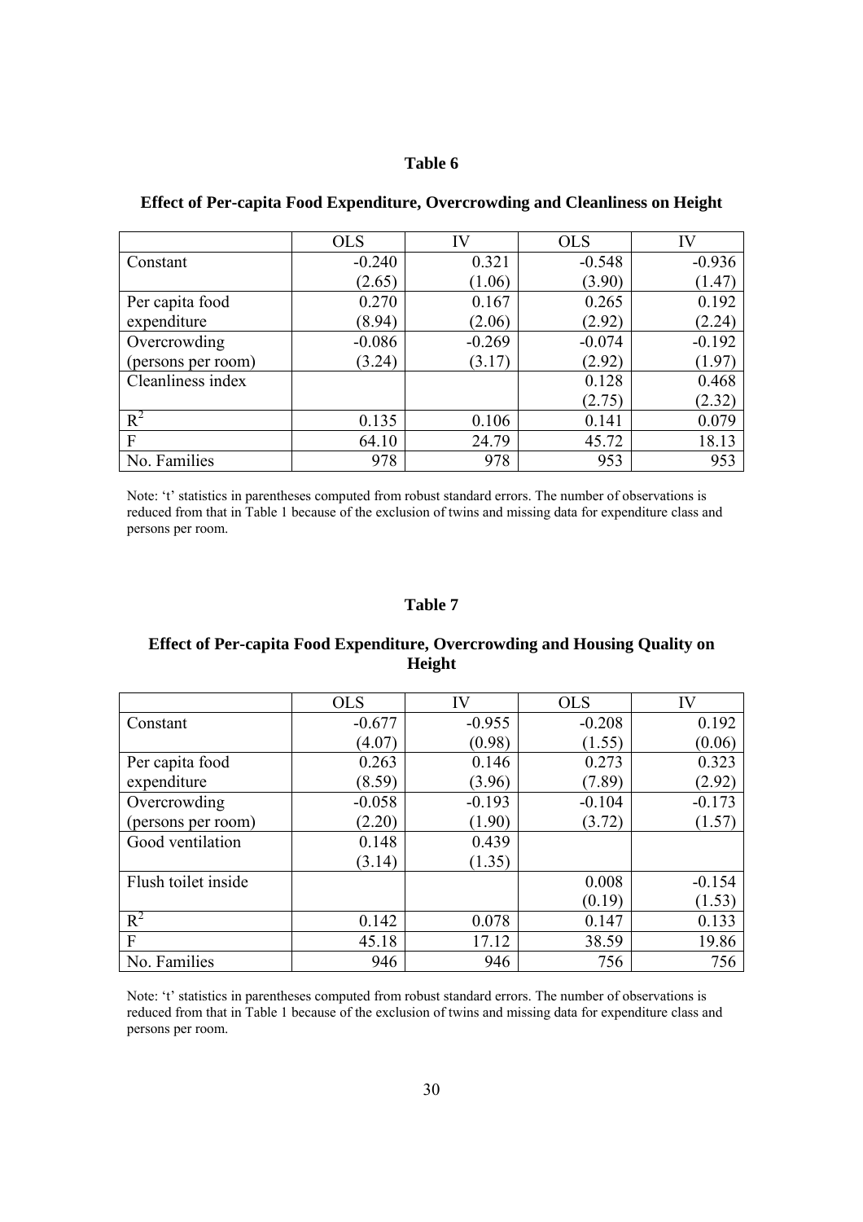## Table 6

### Effect of Per-capita Food Expenditure, Overcrowding and Cleanliness on Height

| | OLS | IV | OLS | IV |
|---|---|---|---|---|
| Constant | -0.240 | 0.321 | -0.548 | -0.936 |
| | (2.65) | (1.06) | (3.90) | (1.47) |
| Per capita food expenditure | 0.270 | 0.167 | 0.265 | 0.192 |
| | (8.94) | (2.06) | (2.92) | (2.24) |
| Overcrowding (persons per room) | -0.086 | -0.269 | -0.074 | -0.192 |
| | (3.24) | (3.17) | (2.92) | (1.97) |
| Cleanliness index | | | 0.128 | 0.468 |
| | | | (2.75) | (2.32) |
| $R^2$ | 0.135 | 0.106 | 0.141 | 0.079 |
| F | 64.10 | 24.79 | 45.72 | 18.13 |
| No. Families | 978 | 978 | 953 | 953 |

Note: 't' statistics in parentheses computed from robust standard errors. The number of observations is reduced from that in Table 1 because of the exclusion of twins and missing data for expenditure class and persons per room.

## Table 7

### Effect of Per-capita Food Expenditure, Overcrowding and Housing Quality on Height

| | OLS | IV | OLS | IV |
|---|---|---|---|---|
| Constant | -0.677 | -0.955 | -0.208 | 0.192 |
| | (4.07) | (0.98) | (1.55) | (0.06) |
| Per capita food expenditure | 0.263 | 0.146 | 0.273 | 0.323 |
| | (8.59) | (3.96) | (7.89) | (2.92) |
| Overcrowding (persons per room) | -0.058 | -0.193 | -0.104 | -0.173 |
| | (2.20) | (1.90) | (3.72) | (1.57) |
| Good ventilation | 0.148 | 0.439 | | |
| | (3.14) | (1.35) | | |
| Flush toilet inside | | | 0.008 | -0.154 |
| | | | (0.19) | (1.53) |
| $R^2$ | 0.142 | 0.078 | 0.147 | 0.133 |
| F | 45.18 | 17.12 | 38.59 | 19.86 |
| No. Families | 946 | 946 | 756 | 756 |

Note: 't' statistics in parentheses computed from robust standard errors. The number of observations is reduced from that in Table 1 because of the exclusion of twins and missing data for expenditure class and persons per room.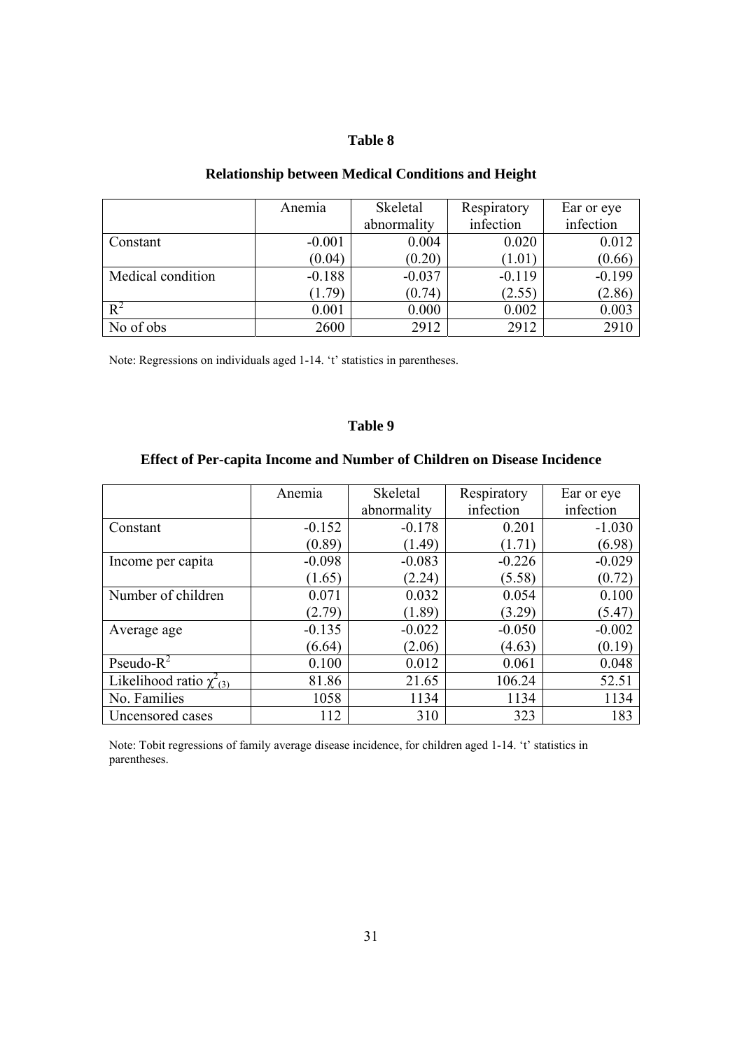**Table 8**

**Relationship between Medical Conditions and Height**

| | Anemia | Skeletal abnormality | Respiratory infection | Ear or eye infection |
|---|---|---|---|---|
| Constant | -0.001 | 0.004 | 0.020 | 0.012 |
| | (0.04) | (0.20) | (1.01) | (0.66) |
| Medical condition | -0.188 | -0.037 | -0.119 | -0.199 |
| | (1.79) | (0.74) | (2.55) | (2.86) |
| $R^2$ | 0.001 | 0.000 | 0.002 | 0.003 |
| No of obs | 2600 | 2912 | 2912 | 2910 |

Note: Regressions on individuals aged 1-14. 't' statistics in parentheses.

**Table 9**

**Effect of Per-capita Income and Number of Children on Disease Incidence**

| | Anemia | Skeletal abnormality | Respiratory infection | Ear or eye infection |
|---|---|---|---|---|
| Constant | -0.152 | -0.178 | 0.201 | -1.030 |
| | (0.89) | (1.49) | (1.71) | (6.98) |
| Income per capita | -0.098 | -0.083 | -0.226 | -0.029 |
| | (1.65) | (2.24) | (5.58) | (0.72) |
| Number of children | 0.071 | 0.032 | 0.054 | 0.100 |
| | (2.79) | (1.89) | (3.29) | (5.47) |
| Average age | -0.135 | -0.022 | -0.050 | -0.002 |
| | (6.64) | (2.06) | (4.63) | (0.19) |
| Pseudo-$R^2$ | 0.100 | 0.012 | 0.061 | 0.048 |
| Likelihood ratio $\chi^2_{(3)}$ | 81.86 | 21.65 | 106.24 | 52.51 |
| No. Families | 1058 | 1134 | 1134 | 1134 |
| Uncensored cases | 112 | 310 | 323 | 183 |

Note: Tobit regressions of family average disease incidence, for children aged 1-14. 't' statistics in parentheses.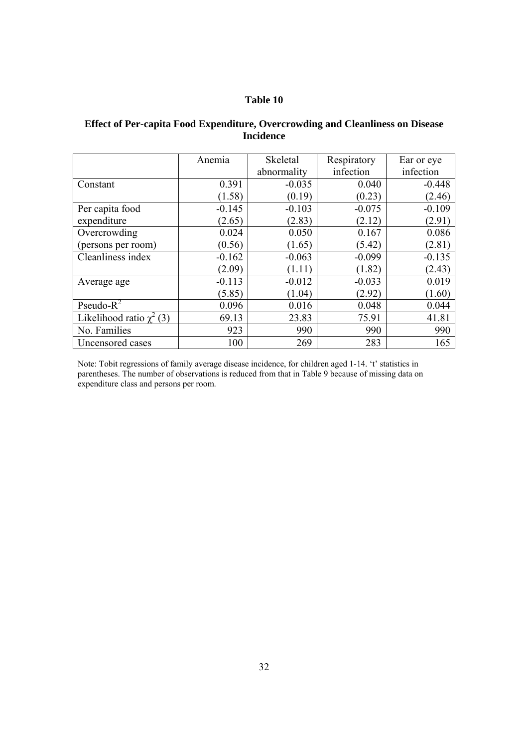**Table 10**

**Effect of Per-capita Food Expenditure, Overcrowding and Cleanliness on Disease Incidence**

| | Anemia | Skeletal abnormality | Respiratory infection | Ear or eye infection |
|---|---|---|---|---|
| Constant | 0.391 | -0.035 | 0.040 | -0.448 |
| | (1.58) | (0.19) | (0.23) | (2.46) |
| Per capita food expenditure | -0.145 | -0.103 | -0.075 | -0.109 |
| | (2.65) | (2.83) | (2.12) | (2.91) |
| Overcrowding (persons per room) | 0.024 | 0.050 | 0.167 | 0.086 |
| | (0.56) | (1.65) | (5.42) | (2.81) |
| Cleanliness index | -0.162 | -0.063 | -0.099 | -0.135 |
| | (2.09) | (1.11) | (1.82) | (2.43) |
| Average age | -0.113 | -0.012 | -0.033 | 0.019 |
| | (5.85) | (1.04) | (2.92) | (1.60) |
| Pseudo-$R^2$ | 0.096 | 0.016 | 0.048 | 0.044 |
| Likelihood ratio $\chi^2$ (3) | 69.13 | 23.83 | 75.91 | 41.81 |
| No. Families | 923 | 990 | 990 | 990 |
| Uncensored cases | 100 | 269 | 283 | 165 |

Note: Tobit regressions of family average disease incidence, for children aged 1-14. 't' statistics in parentheses. The number of observations is reduced from that in Table 9 because of missing data on expenditure class and persons per room.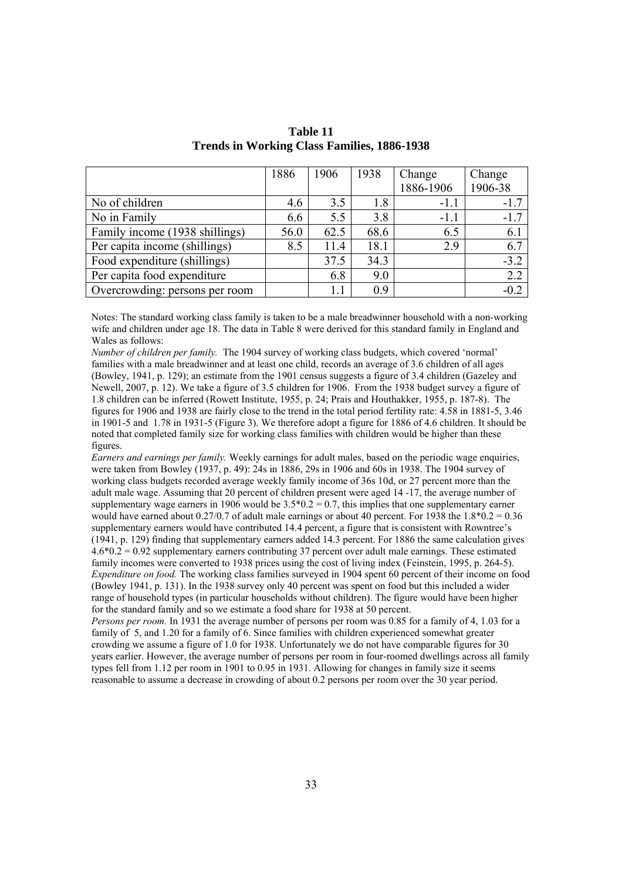**Table 11**
**Trends in Working Class Families, 1886-1938**

| | 1886 | 1906 | 1938 | Change 1886-1906 | Change 1906-38 |
|---|---|---|---|---|---|
| No of children | 4.6 | 3.5 | 1.8 | -1.1 | -1.7 |
| No in Family | 6.6 | 5.5 | 3.8 | -1.1 | -1.7 |
| Family income (1938 shillings) | 56.0 | 62.5 | 68.6 | 6.5 | 6.1 |
| Per capita income (shillings) | 8.5 | 11.4 | 18.1 | 2.9 | 6.7 |
| Food expenditure (shillings) | | 37.5 | 34.3 | | -3.2 |
| Per capita food expenditure | | 6.8 | 9.0 | | 2.2 |
| Overcrowding: persons per room | | 1.1 | 0.9 | | -0.2 |

Notes: The standard working class family is taken to be a male breadwinner household with a non-working wife and children under age 18. The data in Table 8 were derived for this standard family in England and Wales as follows:

*Number of children per family.* The 1904 survey of working class budgets, which covered 'normal' families with a male breadwinner and at least one child, records an average of 3.6 children of all ages (Bowley, 1941, p. 129); an estimate from the 1901 census suggests a figure of 3.4 children (Gazeley and Newell, 2007, p. 12). We take a figure of 3.5 children for 1906. From the 1938 budget survey a figure of 1.8 children can be inferred (Rowett Institute, 1955, p. 24; Prais and Houthakker, 1955, p. 187-8). The figures for 1906 and 1938 are fairly close to the trend in the total period fertility rate: 4.58 in 1881-5, 3.46 in 1901-5 and 1.78 in 1931-5 (Figure 3). We therefore adopt a figure for 1886 of 4.6 children. It should be noted that completed family size for working class families with children would be higher than these figures.

*Earners and earnings per family.* Weekly earnings for adult males, based on the periodic wage enquiries, were taken from Bowley (1937, p. 49): 24s in 1886, 29s in 1906 and 60s in 1938. The 1904 survey of working class budgets recorded average weekly family income of 36s 10d, or 27 percent more than the adult male wage. Assuming that 20 percent of children present were aged 14 -17, the average number of supplementary wage earners in 1906 would be $3.5*0.2 = 0.7$, this implies that one supplementary earner would have earned about 0.27/0.7 of adult male earnings or about 40 percent. For 1938 the $1.8*0.2 = 0.36$ supplementary earners would have contributed 14.4 percent, a figure that is consistent with Rowntree's (1941, p. 129) finding that supplementary earners added 14.3 percent. For 1886 the same calculation gives $4.6*0.2 = 0.92$ supplementary earners contributing 37 percent over adult male earnings. These estimated family incomes were converted to 1938 prices using the cost of living index (Feinstein, 1995, p. 264-5).

*Expenditure on food.* The working class families surveyed in 1904 spent 60 percent of their income on food (Bowley 1941, p. 131). In the 1938 survey only 40 percent was spent on food but this included a wider range of household types (in particular households without children). The figure would have been higher for the standard family and so we estimate a food share for 1938 at 50 percent.

*Persons per room.* In 1931 the average number of persons per room was 0.85 for a family of 4, 1.03 for a family of 5, and 1.20 for a family of 6. Since families with children experienced somewhat greater crowding we assume a figure of 1.0 for 1938. Unfortunately we do not have comparable figures for 30 years earlier. However, the average number of persons per room in four-roomed dwellings across all family types fell from 1.12 per room in 1901 to 0.95 in 1931. Allowing for changes in family size it seems reasonable to assume a decrease in crowding of about 0.2 persons per room over the 30 year period.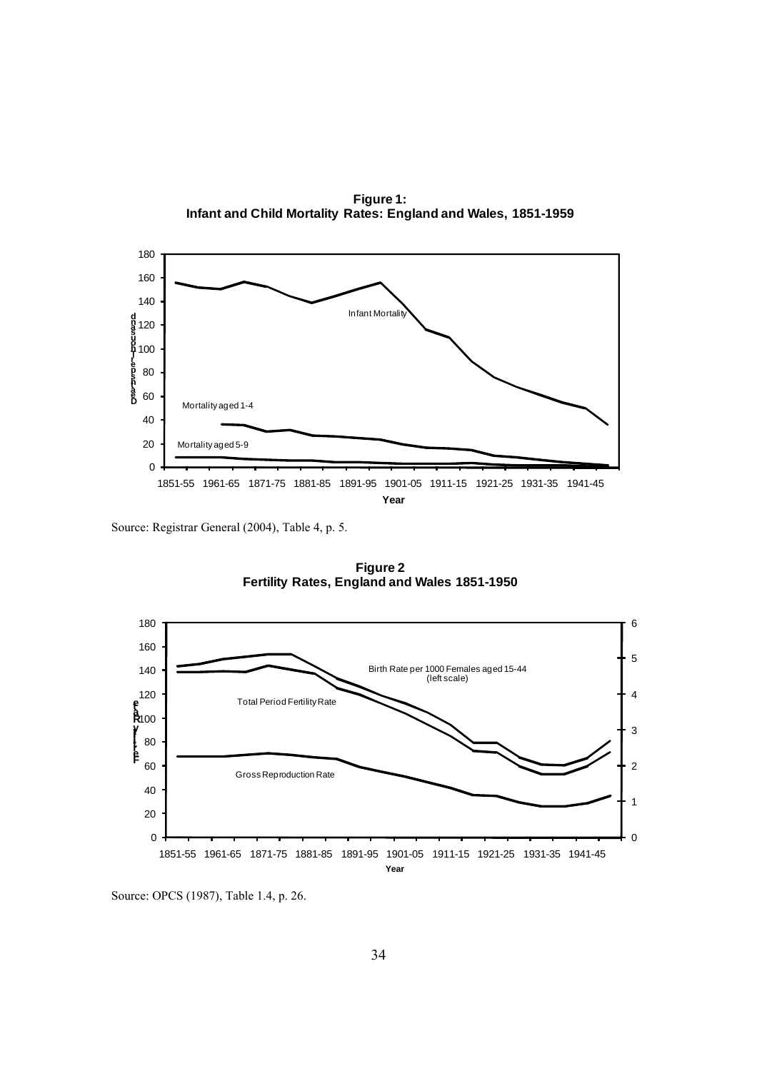**Figure 1:**
**Infant and Child Mortality Rates: England and Wales, 1851-1959**

Source: Registrar General (2004), Table 4, p. 5.

**Figure 2**
**Fertility Rates, England and Wales 1851-1950**

Source: OPCS (1987), Table 1.4, p. 26.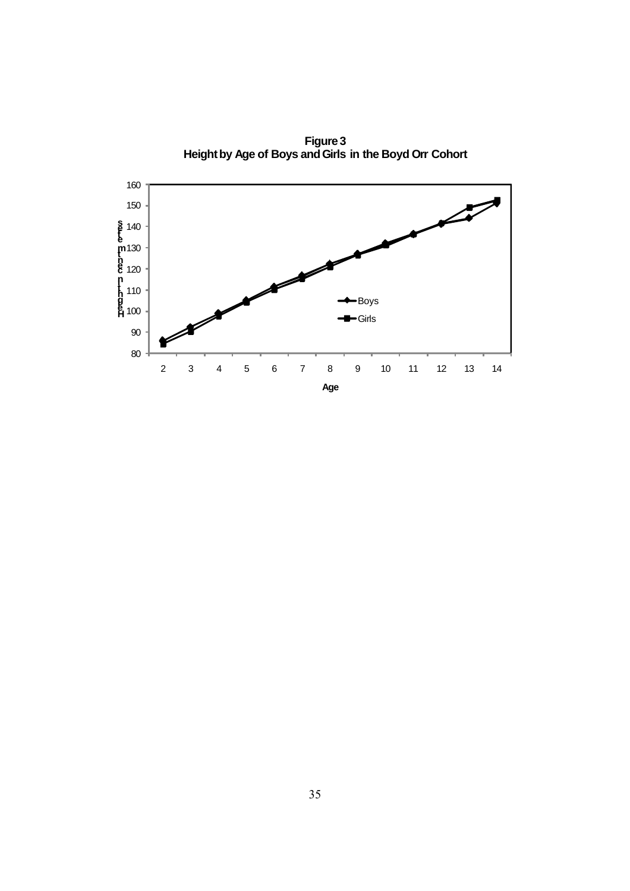**Figure 3**
**Height by Age of Boys and Girls in the Boyd Orr Cohort**

160
150
140
130
120
110
100
90
80

Height in centimetres

2 3 4 5 6 7 8 9 10 11 12 13 14

Age

Boys
Girls